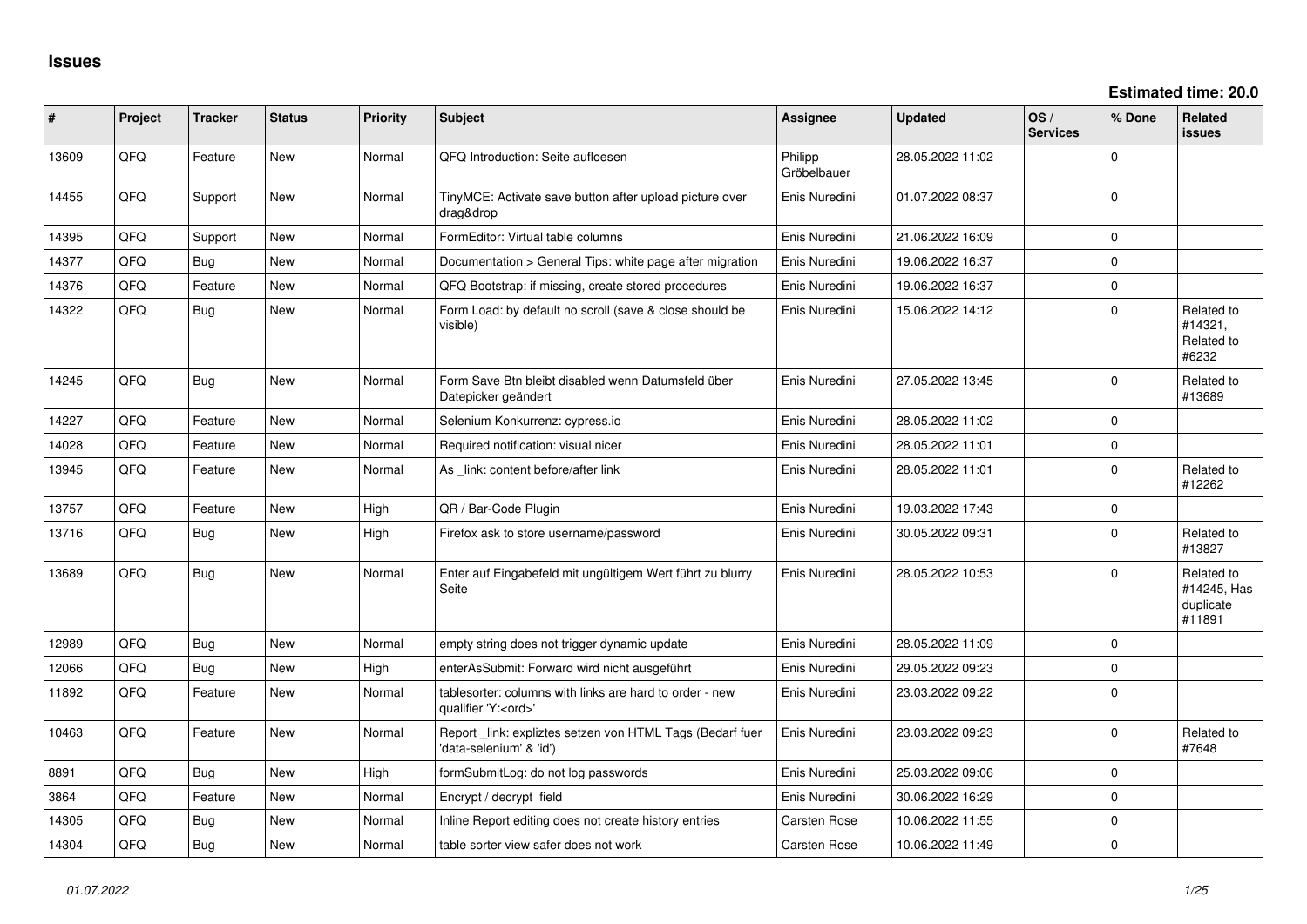# Issues

**Estimated time: 20.0**

| # | Project | Tracker | Status | Priority | Subject | Assignee | Updated | OS / Services | % Done | Related issues |
|---|---|---|---|---|---|---|---|---|---|---|
| 13609 | QFQ | Feature | New | Normal | QFQ Introduction: Seite aufloesen | Philipp Gröbelbauer | 28.05.2022 11:02 | | 0 | |
| 14455 | QFQ | Support | New | Normal | TinyMCE: Activate save button after upload picture over drag&drop | Enis Nuredini | 01.07.2022 08:37 | | 0 | |
| 14395 | QFQ | Support | New | Normal | FormEditor: Virtual table columns | Enis Nuredini | 21.06.2022 16:09 | | 0 | |
| 14377 | QFQ | Bug | New | Normal | Documentation > General Tips: white page after migration | Enis Nuredini | 19.06.2022 16:37 | | 0 | |
| 14376 | QFQ | Feature | New | Normal | QFQ Bootstrap: if missing, create stored procedures | Enis Nuredini | 19.06.2022 16:37 | | 0 | |
| 14322 | QFQ | Bug | New | Normal | Form Load: by default no scroll (save & close should be visible) | Enis Nuredini | 15.06.2022 14:12 | | 0 | Related to #14321, Related to #6232 |
| 14245 | QFQ | Bug | New | Normal | Form Save Btn bleibt disabled wenn Datumsfeld über Datepicker geändert | Enis Nuredini | 27.05.2022 13:45 | | 0 | Related to #13689 |
| 14227 | QFQ | Feature | New | Normal | Selenium Konkurrenz: cypress.io | Enis Nuredini | 28.05.2022 11:02 | | 0 | |
| 14028 | QFQ | Feature | New | Normal | Required notification: visual nicer | Enis Nuredini | 28.05.2022 11:01 | | 0 | |
| 13945 | QFQ | Feature | New | Normal | As _link: content before/after link | Enis Nuredini | 28.05.2022 11:01 | | 0 | Related to #12262 |
| 13757 | QFQ | Feature | New | High | QR / Bar-Code Plugin | Enis Nuredini | 19.03.2022 17:43 | | 0 | |
| 13716 | QFQ | Bug | New | High | Firefox ask to store username/password | Enis Nuredini | 30.05.2022 09:31 | | 0 | Related to #13827 |
| 13689 | QFQ | Bug | New | Normal | Enter auf Eingabefeld mit ungültigem Wert führt zu blurry Seite | Enis Nuredini | 28.05.2022 10:53 | | 0 | Related to #14245, Has duplicate #11891 |
| 12989 | QFQ | Bug | New | Normal | empty string does not trigger dynamic update | Enis Nuredini | 28.05.2022 11:09 | | 0 | |
| 12066 | QFQ | Bug | New | High | enterAsSubmit: Forward wird nicht ausgeführt | Enis Nuredini | 29.05.2022 09:23 | | 0 | |
| 11892 | QFQ | Feature | New | Normal | tablesorter: columns with links are hard to order - new qualifier 'Y:<ord>' | Enis Nuredini | 23.03.2022 09:22 | | 0 | |
| 10463 | QFQ | Feature | New | Normal | Report _link: expliztes setzen von HTML Tags (Bedarf fuer 'data-selenium' & 'id') | Enis Nuredini | 23.03.2022 09:23 | | 0 | Related to #7648 |
| 8891 | QFQ | Bug | New | High | formSubmitLog: do not log passwords | Enis Nuredini | 25.03.2022 09:06 | | 0 | |
| 3864 | QFQ | Feature | New | Normal | Encrypt / decrypt field | Enis Nuredini | 30.06.2022 16:29 | | 0 | |
| 14305 | QFQ | Bug | New | Normal | Inline Report editing does not create history entries | Carsten Rose | 10.06.2022 11:55 | | 0 | |
| 14304 | QFQ | Bug | New | Normal | table sorter view safer does not work | Carsten Rose | 10.06.2022 11:49 | | 0 | |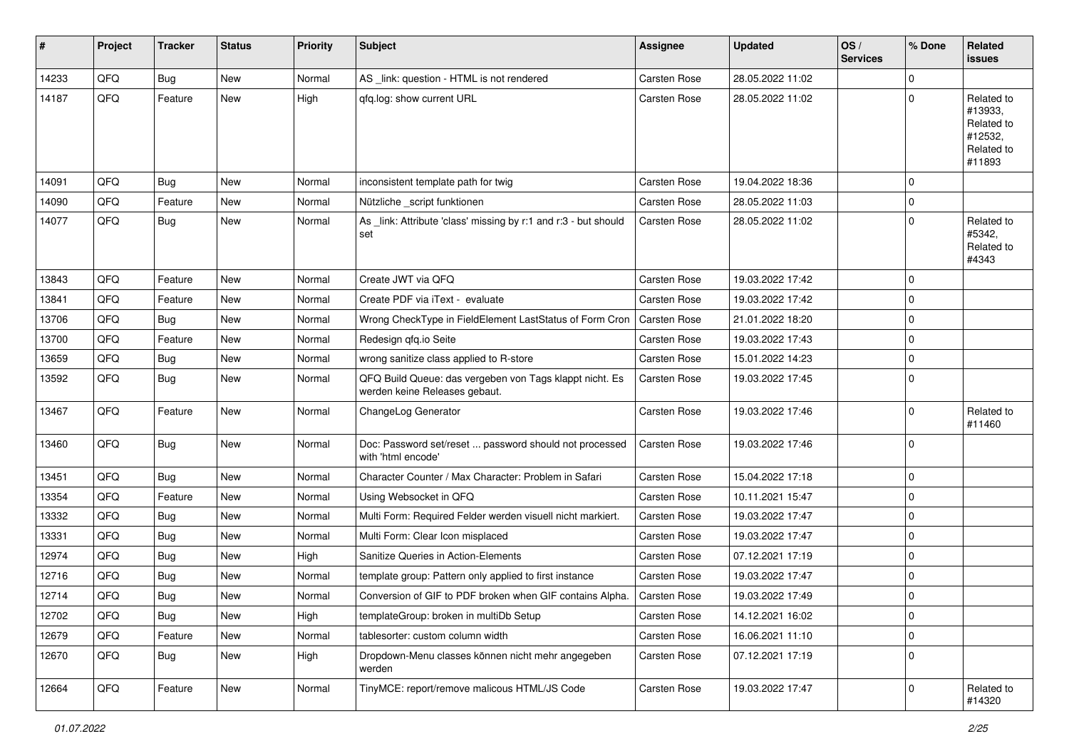| # | Project | Tracker | Status | Priority | Subject | Assignee | Updated | OS / Services | % Done | Related issues |
|---|---|---|---|---|---|---|---|---|---|---|
| 14233 | QFQ | Bug | New | Normal | AS _link: question - HTML is not rendered | Carsten Rose | 28.05.2022 11:02 | | 0 | |
| 14187 | QFQ | Feature | New | High | qfq.log: show current URL | Carsten Rose | 28.05.2022 11:02 | | 0 | Related to #13933, Related to #12532, Related to #11893 |
| 14091 | QFQ | Bug | New | Normal | inconsistent template path for twig | Carsten Rose | 19.04.2022 18:36 | | 0 | |
| 14090 | QFQ | Feature | New | Normal | Nützliche _script funktionen | Carsten Rose | 28.05.2022 11:03 | | 0 | |
| 14077 | QFQ | Bug | New | Normal | As _link: Attribute 'class' missing by r:1 and r:3 - but should set | Carsten Rose | 28.05.2022 11:02 | | 0 | Related to #5342, Related to #4343 |
| 13843 | QFQ | Feature | New | Normal | Create JWT via QFQ | Carsten Rose | 19.03.2022 17:42 | | 0 | |
| 13841 | QFQ | Feature | New | Normal | Create PDF via iText - evaluate | Carsten Rose | 19.03.2022 17:42 | | 0 | |
| 13706 | QFQ | Bug | New | Normal | Wrong CheckType in FieldElement LastStatus of Form Cron | Carsten Rose | 21.01.2022 18:20 | | 0 | |
| 13700 | QFQ | Feature | New | Normal | Redesign qfq.io Seite | Carsten Rose | 19.03.2022 17:43 | | 0 | |
| 13659 | QFQ | Bug | New | Normal | wrong sanitize class applied to R-store | Carsten Rose | 15.01.2022 14:23 | | 0 | |
| 13592 | QFQ | Bug | New | Normal | QFQ Build Queue: das vergeben von Tags klappt nicht. Es werden keine Releases gebaut. | Carsten Rose | 19.03.2022 17:45 | | 0 | |
| 13467 | QFQ | Feature | New | Normal | ChangeLog Generator | Carsten Rose | 19.03.2022 17:46 | | 0 | Related to #11460 |
| 13460 | QFQ | Bug | New | Normal | Doc: Password set/reset ... password should not processed with 'html encode' | Carsten Rose | 19.03.2022 17:46 | | 0 | |
| 13451 | QFQ | Bug | New | Normal | Character Counter / Max Character: Problem in Safari | Carsten Rose | 15.04.2022 17:18 | | 0 | |
| 13354 | QFQ | Feature | New | Normal | Using Websocket in QFQ | Carsten Rose | 10.11.2021 15:47 | | 0 | |
| 13332 | QFQ | Bug | New | Normal | Multi Form: Required Felder werden visuell nicht markiert. | Carsten Rose | 19.03.2022 17:47 | | 0 | |
| 13331 | QFQ | Bug | New | Normal | Multi Form: Clear Icon misplaced | Carsten Rose | 19.03.2022 17:47 | | 0 | |
| 12974 | QFQ | Bug | New | High | Sanitize Queries in Action-Elements | Carsten Rose | 07.12.2021 17:19 | | 0 | |
| 12716 | QFQ | Bug | New | Normal | template group: Pattern only applied to first instance | Carsten Rose | 19.03.2022 17:47 | | 0 | |
| 12714 | QFQ | Bug | New | Normal | Conversion of GIF to PDF broken when GIF contains Alpha. | Carsten Rose | 19.03.2022 17:49 | | 0 | |
| 12702 | QFQ | Bug | New | High | templateGroup: broken in multiDb Setup | Carsten Rose | 14.12.2021 16:02 | | 0 | |
| 12679 | QFQ | Feature | New | Normal | tablesorter: custom column width | Carsten Rose | 16.06.2021 11:10 | | 0 | |
| 12670 | QFQ | Bug | New | High | Dropdown-Menu classes können nicht mehr angegeben werden | Carsten Rose | 07.12.2021 17:19 | | 0 | |
| 12664 | QFQ | Feature | New | Normal | TinyMCE: report/remove malicous HTML/JS Code | Carsten Rose | 19.03.2022 17:47 | | 0 | Related to #14320 |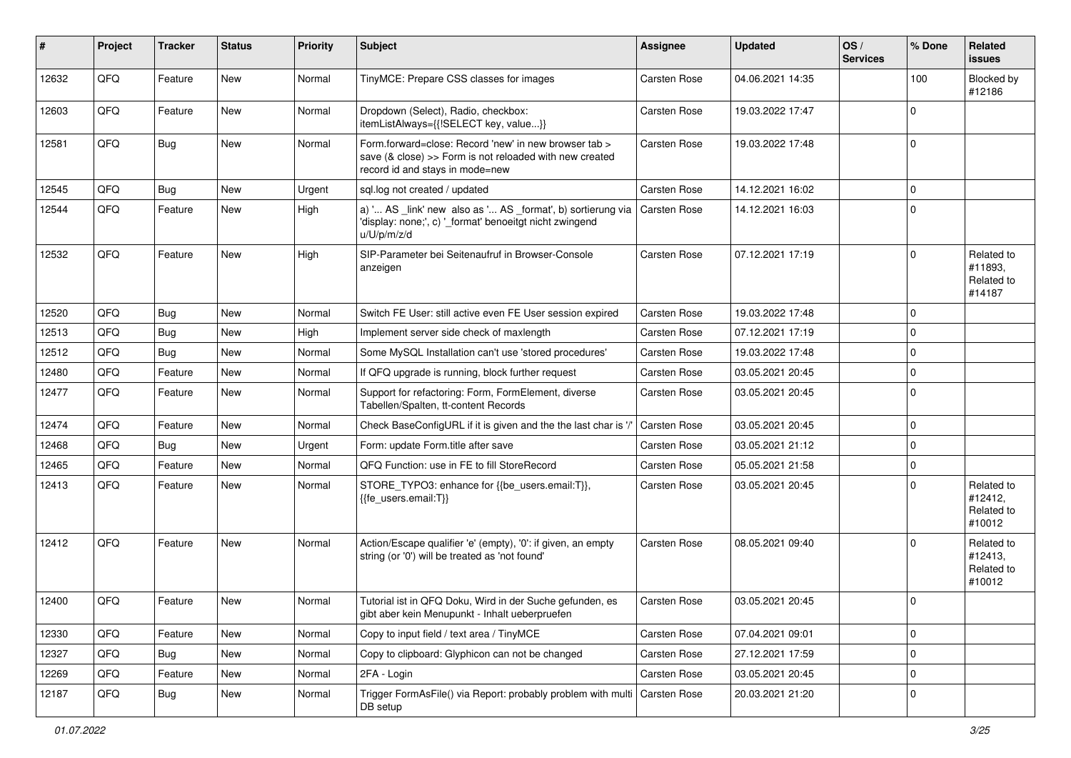| # | Project | Tracker | Status | Priority | Subject | Assignee | Updated | OS / Services | % Done | Related issues |
|---|---|---|---|---|---|---|---|---|---|---|
| 12632 | QFQ | Feature | New | Normal | TinyMCE: Prepare CSS classes for images | Carsten Rose | 04.06.2021 14:35 | | 100 | Blocked by #12186 |
| 12603 | QFQ | Feature | New | Normal | Dropdown (Select), Radio, checkbox: itemListAlways={{!SELECT key, value...}} | Carsten Rose | 19.03.2022 17:47 | | 0 | |
| 12581 | QFQ | Bug | New | Normal | Form.forward=close: Record 'new' in new browser tab > save (& close) >> Form is not reloaded with new created record id and stays in mode=new | Carsten Rose | 19.03.2022 17:48 | | 0 | |
| 12545 | QFQ | Bug | New | Urgent | sql.log not created / updated | Carsten Rose | 14.12.2021 16:02 | | 0 | |
| 12544 | QFQ | Feature | New | High | a) '... AS _link' new also as '... AS _format', b) sortierung via 'display: none;', c) '_format' benoeitgt nicht zwingend u/U/p/m/z/d | Carsten Rose | 14.12.2021 16:03 | | 0 | |
| 12532 | QFQ | Feature | New | High | SIP-Parameter bei Seitenaufruf in Browser-Console anzeigen | Carsten Rose | 07.12.2021 17:19 | | 0 | Related to #11893, Related to #14187 |
| 12520 | QFQ | Bug | New | Normal | Switch FE User: still active even FE User session expired | Carsten Rose | 19.03.2022 17:48 | | 0 | |
| 12513 | QFQ | Bug | New | High | Implement server side check of maxlength | Carsten Rose | 07.12.2021 17:19 | | 0 | |
| 12512 | QFQ | Bug | New | Normal | Some MySQL Installation can't use 'stored procedures' | Carsten Rose | 19.03.2022 17:48 | | 0 | |
| 12480 | QFQ | Feature | New | Normal | If QFQ upgrade is running, block further request | Carsten Rose | 03.05.2021 20:45 | | 0 | |
| 12477 | QFQ | Feature | New | Normal | Support for refactoring: Form, FormElement, diverse Tabellen/Spalten, tt-content Records | Carsten Rose | 03.05.2021 20:45 | | 0 | |
| 12474 | QFQ | Feature | New | Normal | Check BaseConfigURL if it is given and the the last char is '/' | Carsten Rose | 03.05.2021 20:45 | | 0 | |
| 12468 | QFQ | Bug | New | Urgent | Form: update Form.title after save | Carsten Rose | 03.05.2021 21:12 | | 0 | |
| 12465 | QFQ | Feature | New | Normal | QFQ Function: use in FE to fill StoreRecord | Carsten Rose | 05.05.2021 21:58 | | 0 | |
| 12413 | QFQ | Feature | New | Normal | STORE_TYPO3: enhance for {{be_users.email:T}}, {{fe_users.email:T}} | Carsten Rose | 03.05.2021 20:45 | | 0 | Related to #12412, Related to #10012 |
| 12412 | QFQ | Feature | New | Normal | Action/Escape qualifier 'e' (empty), '0': if given, an empty string (or '0') will be treated as 'not found' | Carsten Rose | 08.05.2021 09:40 | | 0 | Related to #12413, Related to #10012 |
| 12400 | QFQ | Feature | New | Normal | Tutorial ist in QFQ Doku, Wird in der Suche gefunden, es gibt aber kein Menupunkt - Inhalt ueberpruefen | Carsten Rose | 03.05.2021 20:45 | | 0 | |
| 12330 | QFQ | Feature | New | Normal | Copy to input field / text area / TinyMCE | Carsten Rose | 07.04.2021 09:01 | | 0 | |
| 12327 | QFQ | Bug | New | Normal | Copy to clipboard: Glyphicon can not be changed | Carsten Rose | 27.12.2021 17:59 | | 0 | |
| 12269 | QFQ | Feature | New | Normal | 2FA - Login | Carsten Rose | 03.05.2021 20:45 | | 0 | |
| 12187 | QFQ | Bug | New | Normal | Trigger FormAsFile() via Report: probably problem with multi DB setup | Carsten Rose | 20.03.2021 21:20 | | 0 | |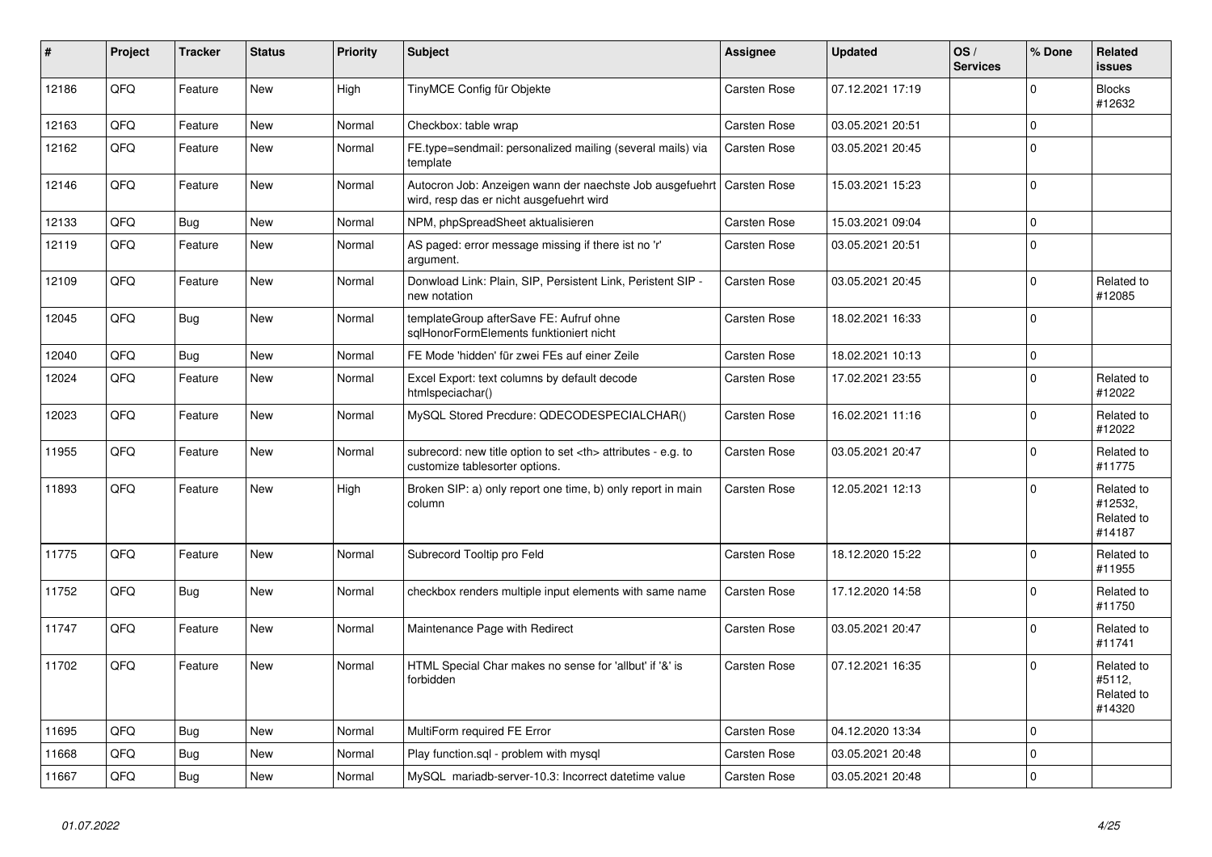| # | Project | Tracker | Status | Priority | Subject | Assignee | Updated | OS / Services | % Done | Related issues |
|---|---|---|---|---|---|---|---|---|---|---|
| 12186 | QFQ | Feature | New | High | TinyMCE Config für Objekte | Carsten Rose | 07.12.2021 17:19 | | 0 | Blocks #12632 |
| 12163 | QFQ | Feature | New | Normal | Checkbox: table wrap | Carsten Rose | 03.05.2021 20:51 | | 0 | |
| 12162 | QFQ | Feature | New | Normal | FE.type=sendmail: personalized mailing (several mails) via template | Carsten Rose | 03.05.2021 20:45 | | 0 | |
| 12146 | QFQ | Feature | New | Normal | Autocron Job: Anzeigen wann der naechste Job ausgefuehrt wird, resp das er nicht ausgefuehrt wird | Carsten Rose | 15.03.2021 15:23 | | 0 | |
| 12133 | QFQ | Bug | New | Normal | NPM, phpSpreadSheet aktualisieren | Carsten Rose | 15.03.2021 09:04 | | 0 | |
| 12119 | QFQ | Feature | New | Normal | AS paged: error message missing if there ist no 'r' argument. | Carsten Rose | 03.05.2021 20:51 | | 0 | |
| 12109 | QFQ | Feature | New | Normal | Donwload Link: Plain, SIP, Persistent Link, Peristent SIP - new notation | Carsten Rose | 03.05.2021 20:45 | | 0 | Related to #12085 |
| 12045 | QFQ | Bug | New | Normal | templateGroup afterSave FE: Aufruf ohne sqlHonorFormElements funktioniert nicht | Carsten Rose | 18.02.2021 16:33 | | 0 | |
| 12040 | QFQ | Bug | New | Normal | FE Mode 'hidden' für zwei FEs auf einer Zeile | Carsten Rose | 18.02.2021 10:13 | | 0 | |
| 12024 | QFQ | Feature | New | Normal | Excel Export: text columns by default decode htmlspeciachar() | Carsten Rose | 17.02.2021 23:55 | | 0 | Related to #12022 |
| 12023 | QFQ | Feature | New | Normal | MySQL Stored Precdure: QDECODESPECIALCHAR() | Carsten Rose | 16.02.2021 11:16 | | 0 | Related to #12022 |
| 11955 | QFQ | Feature | New | Normal | subrecord: new title option to set <th> attributes - e.g. to customize tablesorter options. | Carsten Rose | 03.05.2021 20:47 | | 0 | Related to #11775 |
| 11893 | QFQ | Feature | New | High | Broken SIP: a) only report one time, b) only report in main column | Carsten Rose | 12.05.2021 12:13 | | 0 | Related to #12532, Related to #14187 |
| 11775 | QFQ | Feature | New | Normal | Subrecord Tooltip pro Feld | Carsten Rose | 18.12.2020 15:22 | | 0 | Related to #11955 |
| 11752 | QFQ | Bug | New | Normal | checkbox renders multiple input elements with same name | Carsten Rose | 17.12.2020 14:58 | | 0 | Related to #11750 |
| 11747 | QFQ | Feature | New | Normal | Maintenance Page with Redirect | Carsten Rose | 03.05.2021 20:47 | | 0 | Related to #11741 |
| 11702 | QFQ | Feature | New | Normal | HTML Special Char makes no sense for 'allbut' if '&' is forbidden | Carsten Rose | 07.12.2021 16:35 | | 0 | Related to #5112, Related to #14320 |
| 11695 | QFQ | Bug | New | Normal | MultiForm required FE Error | Carsten Rose | 04.12.2020 13:34 | | 0 | |
| 11668 | QFQ | Bug | New | Normal | Play function.sql - problem with mysql | Carsten Rose | 03.05.2021 20:48 | | 0 | |
| 11667 | QFQ | Bug | New | Normal | MySQL mariadb-server-10.3: Incorrect datetime value | Carsten Rose | 03.05.2021 20:48 | | 0 | |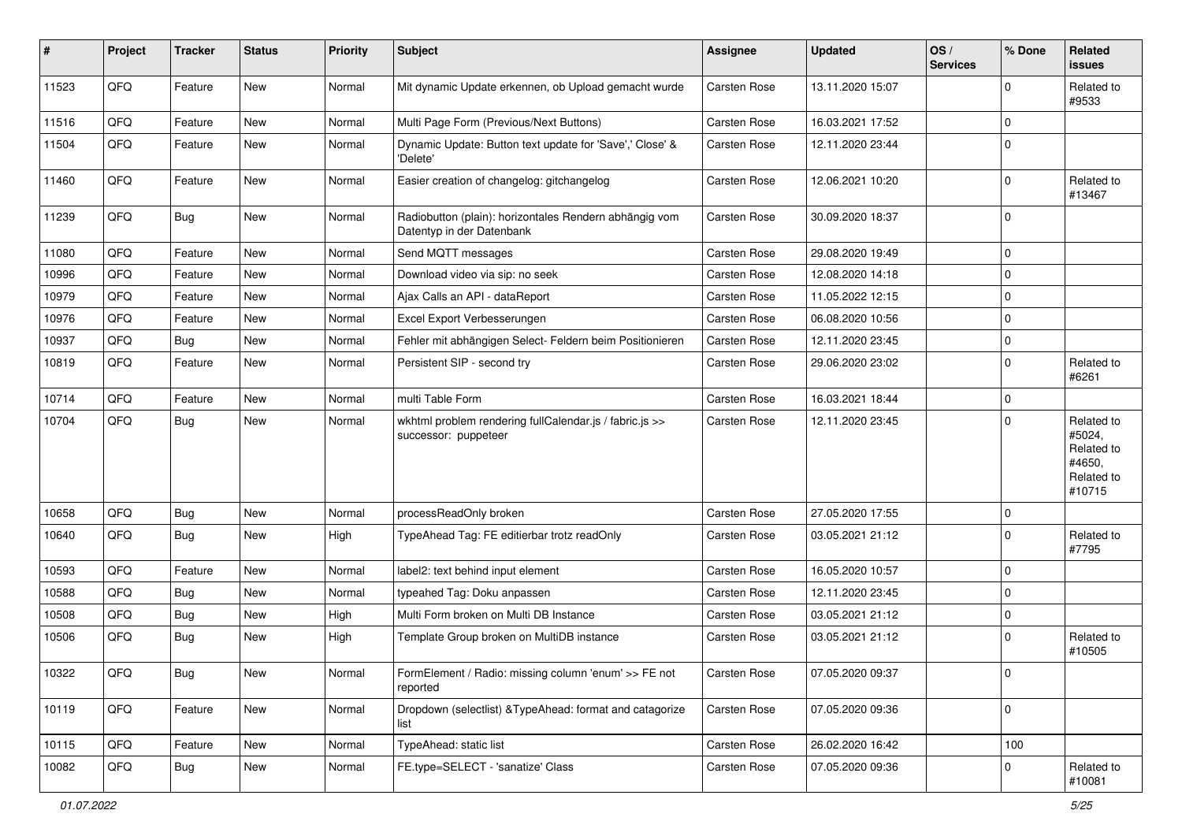| # | Project | Tracker | Status | Priority | Subject | Assignee | Updated | OS / Services | % Done | Related issues |
|---|---|---|---|---|---|---|---|---|---|---|
| 11523 | QFQ | Feature | New | Normal | Mit dynamic Update erkennen, ob Upload gemacht wurde | Carsten Rose | 13.11.2020 15:07 | | 0 | Related to #9533 |
| 11516 | QFQ | Feature | New | Normal | Multi Page Form (Previous/Next Buttons) | Carsten Rose | 16.03.2021 17:52 | | 0 | |
| 11504 | QFQ | Feature | New | Normal | Dynamic Update: Button text update for 'Save',' Close' & 'Delete' | Carsten Rose | 12.11.2020 23:44 | | 0 | |
| 11460 | QFQ | Feature | New | Normal | Easier creation of changelog: gitchangelog | Carsten Rose | 12.06.2021 10:20 | | 0 | Related to #13467 |
| 11239 | QFQ | Bug | New | Normal | Radiobutton (plain): horizontales Rendern abhängig vom Datentyp in der Datenbank | Carsten Rose | 30.09.2020 18:37 | | 0 | |
| 11080 | QFQ | Feature | New | Normal | Send MQTT messages | Carsten Rose | 29.08.2020 19:49 | | 0 | |
| 10996 | QFQ | Feature | New | Normal | Download video via sip: no seek | Carsten Rose | 12.08.2020 14:18 | | 0 | |
| 10979 | QFQ | Feature | New | Normal | Ajax Calls an API - dataReport | Carsten Rose | 11.05.2022 12:15 | | 0 | |
| 10976 | QFQ | Feature | New | Normal | Excel Export Verbesserungen | Carsten Rose | 06.08.2020 10:56 | | 0 | |
| 10937 | QFQ | Bug | New | Normal | Fehler mit abhängigen Select- Feldern beim Positionieren | Carsten Rose | 12.11.2020 23:45 | | 0 | |
| 10819 | QFQ | Feature | New | Normal | Persistent SIP - second try | Carsten Rose | 29.06.2020 23:02 | | 0 | Related to #6261 |
| 10714 | QFQ | Feature | New | Normal | multi Table Form | Carsten Rose | 16.03.2021 18:44 | | 0 | |
| 10704 | QFQ | Bug | New | Normal | wkhtml problem rendering fullCalendar.js / fabric.js >> successor: puppeteer | Carsten Rose | 12.11.2020 23:45 | | 0 | Related to #5024, Related to #4650, Related to #10715 |
| 10658 | QFQ | Bug | New | Normal | processReadOnly broken | Carsten Rose | 27.05.2020 17:55 | | 0 | |
| 10640 | QFQ | Bug | New | High | TypeAhead Tag: FE editierbar trotz readOnly | Carsten Rose | 03.05.2021 21:12 | | 0 | Related to #7795 |
| 10593 | QFQ | Feature | New | Normal | label2: text behind input element | Carsten Rose | 16.05.2020 10:57 | | 0 | |
| 10588 | QFQ | Bug | New | Normal | typeahed Tag: Doku anpassen | Carsten Rose | 12.11.2020 23:45 | | 0 | |
| 10508 | QFQ | Bug | New | High | Multi Form broken on Multi DB Instance | Carsten Rose | 03.05.2021 21:12 | | 0 | |
| 10506 | QFQ | Bug | New | High | Template Group broken on MultiDB instance | Carsten Rose | 03.05.2021 21:12 | | 0 | Related to #10505 |
| 10322 | QFQ | Bug | New | Normal | FormElement / Radio: missing column 'enum' >> FE not reported | Carsten Rose | 07.05.2020 09:37 | | 0 | |
| 10119 | QFQ | Feature | New | Normal | Dropdown (selectlist) &TypeAhead: format and catagorize list | Carsten Rose | 07.05.2020 09:36 | | 0 | |
| 10115 | QFQ | Feature | New | Normal | TypeAhead: static list | Carsten Rose | 26.02.2020 16:42 | | 100 | |
| 10082 | QFQ | Bug | New | Normal | FE.type=SELECT - 'sanatize' Class | Carsten Rose | 07.05.2020 09:36 | | 0 | Related to #10081 |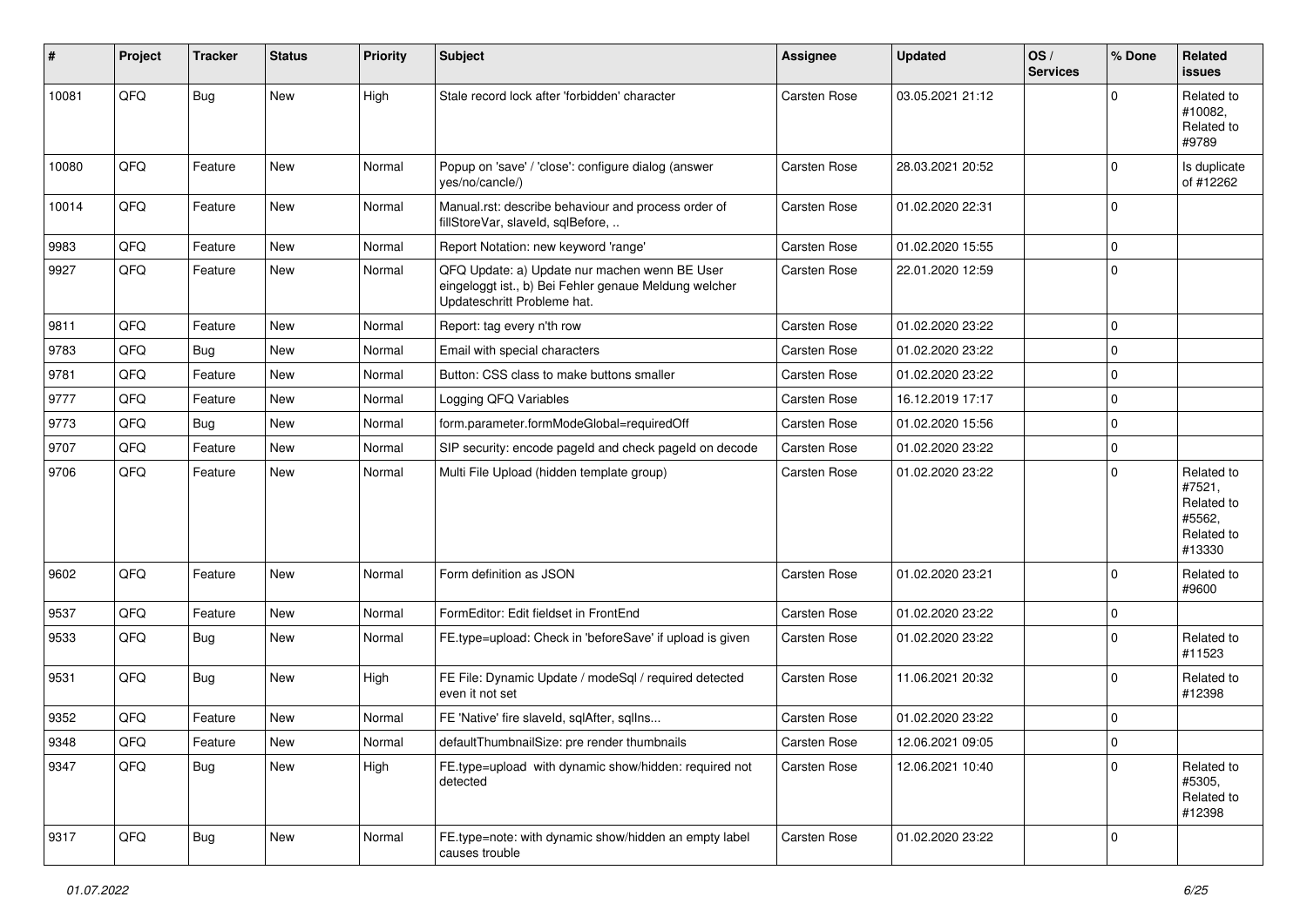| # | Project | Tracker | Status | Priority | Subject | Assignee | Updated | OS / Services | % Done | Related issues |
|---|---|---|---|---|---|---|---|---|---|---|
| 10081 | QFQ | Bug | New | High | Stale record lock after 'forbidden' character | Carsten Rose | 03.05.2021 21:12 | | 0 | Related to #10082, Related to #9789 |
| 10080 | QFQ | Feature | New | Normal | Popup on 'save' / 'close': configure dialog (answer yes/no/cancle/) | Carsten Rose | 28.03.2021 20:52 | | 0 | Is duplicate of #12262 |
| 10014 | QFQ | Feature | New | Normal | Manual.rst: describe behaviour and process order of fillStoreVar, slaveId, sqlBefore, .. | Carsten Rose | 01.02.2020 22:31 | | 0 | |
| 9983 | QFQ | Feature | New | Normal | Report Notation: new keyword 'range' | Carsten Rose | 01.02.2020 15:55 | | 0 | |
| 9927 | QFQ | Feature | New | Normal | QFQ Update: a) Update nur machen wenn BE User eingeloggt ist., b) Bei Fehler genaue Meldung welcher Updateschritt Probleme hat. | Carsten Rose | 22.01.2020 12:59 | | 0 | |
| 9811 | QFQ | Feature | New | Normal | Report: tag every n'th row | Carsten Rose | 01.02.2020 23:22 | | 0 | |
| 9783 | QFQ | Bug | New | Normal | Email with special characters | Carsten Rose | 01.02.2020 23:22 | | 0 | |
| 9781 | QFQ | Feature | New | Normal | Button: CSS class to make buttons smaller | Carsten Rose | 01.02.2020 23:22 | | 0 | |
| 9777 | QFQ | Feature | New | Normal | Logging QFQ Variables | Carsten Rose | 16.12.2019 17:17 | | 0 | |
| 9773 | QFQ | Bug | New | Normal | form.parameter.formModeGlobal=requiredOff | Carsten Rose | 01.02.2020 15:56 | | 0 | |
| 9707 | QFQ | Feature | New | Normal | SIP security: encode pageId and check pageId on decode | Carsten Rose | 01.02.2020 23:22 | | 0 | |
| 9706 | QFQ | Feature | New | Normal | Multi File Upload (hidden template group) | Carsten Rose | 01.02.2020 23:22 | | 0 | Related to #7521, Related to #5562, Related to #13330 |
| 9602 | QFQ | Feature | New | Normal | Form definition as JSON | Carsten Rose | 01.02.2020 23:21 | | 0 | Related to #9600 |
| 9537 | QFQ | Feature | New | Normal | FormEditor: Edit fieldset in FrontEnd | Carsten Rose | 01.02.2020 23:22 | | 0 | |
| 9533 | QFQ | Bug | New | Normal | FE.type=upload: Check in 'beforeSave' if upload is given | Carsten Rose | 01.02.2020 23:22 | | 0 | Related to #11523 |
| 9531 | QFQ | Bug | New | High | FE File: Dynamic Update / modeSql / required detected even it not set | Carsten Rose | 11.06.2021 20:32 | | 0 | Related to #12398 |
| 9352 | QFQ | Feature | New | Normal | FE 'Native' fire slaveId, sqlAfter, sqlIns... | Carsten Rose | 01.02.2020 23:22 | | 0 | |
| 9348 | QFQ | Feature | New | Normal | defaultThumbnailSize: pre render thumbnails | Carsten Rose | 12.06.2021 09:05 | | 0 | |
| 9347 | QFQ | Bug | New | High | FE.type=upload with dynamic show/hidden: required not detected | Carsten Rose | 12.06.2021 10:40 | | 0 | Related to #5305, Related to #12398 |
| 9317 | QFQ | Bug | New | Normal | FE.type=note: with dynamic show/hidden an empty label causes trouble | Carsten Rose | 01.02.2020 23:22 | | 0 | |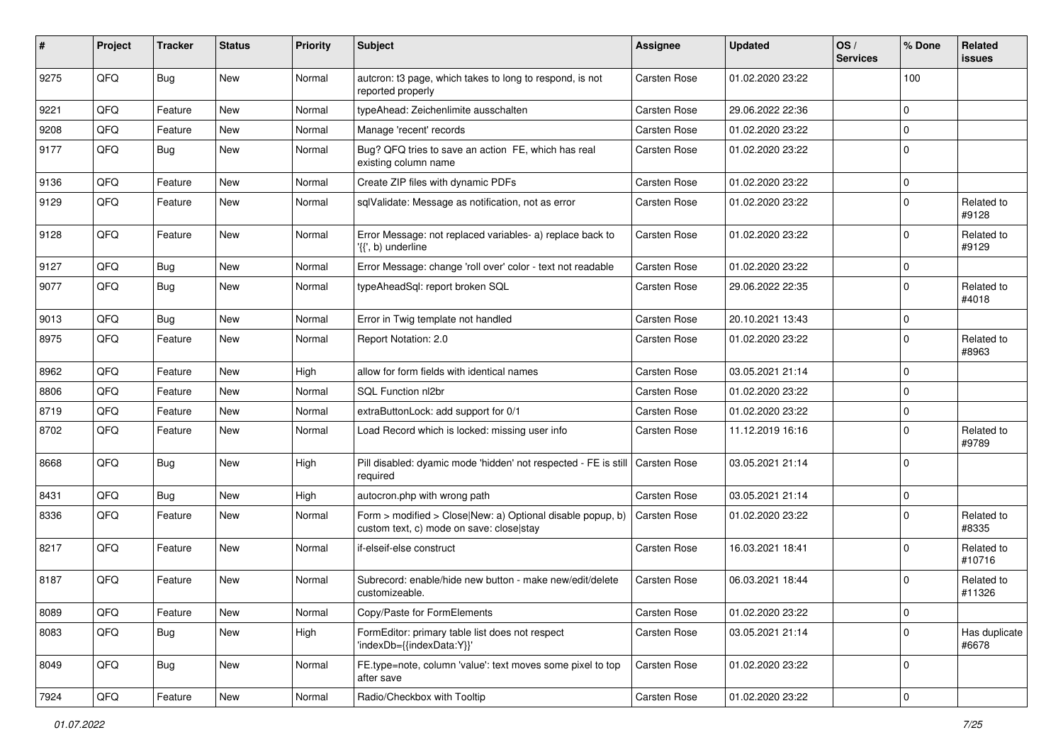| # | Project | Tracker | Status | Priority | Subject | Assignee | Updated | OS / Services | % Done | Related issues |
|---|---|---|---|---|---|---|---|---|---|---|
| 9275 | QFQ | Bug | New | Normal | autcron: t3 page, which takes to long to respond, is not reported properly | Carsten Rose | 01.02.2020 23:22 | | 100 | |
| 9221 | QFQ | Feature | New | Normal | typeAhead: Zeichenlimite ausschalten | Carsten Rose | 29.06.2022 22:36 | | 0 | |
| 9208 | QFQ | Feature | New | Normal | Manage 'recent' records | Carsten Rose | 01.02.2020 23:22 | | 0 | |
| 9177 | QFQ | Bug | New | Normal | Bug? QFQ tries to save an action FE, which has real existing column name | Carsten Rose | 01.02.2020 23:22 | | 0 | |
| 9136 | QFQ | Feature | New | Normal | Create ZIP files with dynamic PDFs | Carsten Rose | 01.02.2020 23:22 | | 0 | |
| 9129 | QFQ | Feature | New | Normal | sqlValidate: Message as notification, not as error | Carsten Rose | 01.02.2020 23:22 | | 0 | Related to #9128 |
| 9128 | QFQ | Feature | New | Normal | Error Message: not replaced variables- a) replace back to '{{', b) underline | Carsten Rose | 01.02.2020 23:22 | | 0 | Related to #9129 |
| 9127 | QFQ | Bug | New | Normal | Error Message: change 'roll over' color - text not readable | Carsten Rose | 01.02.2020 23:22 | | 0 | |
| 9077 | QFQ | Bug | New | Normal | typeAheadSql: report broken SQL | Carsten Rose | 29.06.2022 22:35 | | 0 | Related to #4018 |
| 9013 | QFQ | Bug | New | Normal | Error in Twig template not handled | Carsten Rose | 20.10.2021 13:43 | | 0 | |
| 8975 | QFQ | Feature | New | Normal | Report Notation: 2.0 | Carsten Rose | 01.02.2020 23:22 | | 0 | Related to #8963 |
| 8962 | QFQ | Feature | New | High | allow for form fields with identical names | Carsten Rose | 03.05.2021 21:14 | | 0 | |
| 8806 | QFQ | Feature | New | Normal | SQL Function nl2br | Carsten Rose | 01.02.2020 23:22 | | 0 | |
| 8719 | QFQ | Feature | New | Normal | extraButtonLock: add support for 0/1 | Carsten Rose | 01.02.2020 23:22 | | 0 | |
| 8702 | QFQ | Feature | New | Normal | Load Record which is locked: missing user info | Carsten Rose | 11.12.2019 16:16 | | 0 | Related to #9789 |
| 8668 | QFQ | Bug | New | High | Pill disabled: dyamic mode 'hidden' not respected - FE is still required | Carsten Rose | 03.05.2021 21:14 | | 0 | |
| 8431 | QFQ | Bug | New | High | autocron.php with wrong path | Carsten Rose | 03.05.2021 21:14 | | 0 | |
| 8336 | QFQ | Feature | New | Normal | Form > modified > Close\|New: a) Optional disable popup, b) custom text, c) mode on save: close\|stay | Carsten Rose | 01.02.2020 23:22 | | 0 | Related to #8335 |
| 8217 | QFQ | Feature | New | Normal | if-elseif-else construct | Carsten Rose | 16.03.2021 18:41 | | 0 | Related to #10716 |
| 8187 | QFQ | Feature | New | Normal | Subrecord: enable/hide new button - make new/edit/delete customizeable. | Carsten Rose | 06.03.2021 18:44 | | 0 | Related to #11326 |
| 8089 | QFQ | Feature | New | Normal | Copy/Paste for FormElements | Carsten Rose | 01.02.2020 23:22 | | 0 | |
| 8083 | QFQ | Bug | New | High | FormEditor: primary table list does not respect 'indexDb={{indexData:Y}}' | Carsten Rose | 03.05.2021 21:14 | | 0 | Has duplicate #6678 |
| 8049 | QFQ | Bug | New | Normal | FE.type=note, column 'value': text moves some pixel to top after save | Carsten Rose | 01.02.2020 23:22 | | 0 | |
| 7924 | QFQ | Feature | New | Normal | Radio/Checkbox with Tooltip | Carsten Rose | 01.02.2020 23:22 | | 0 | |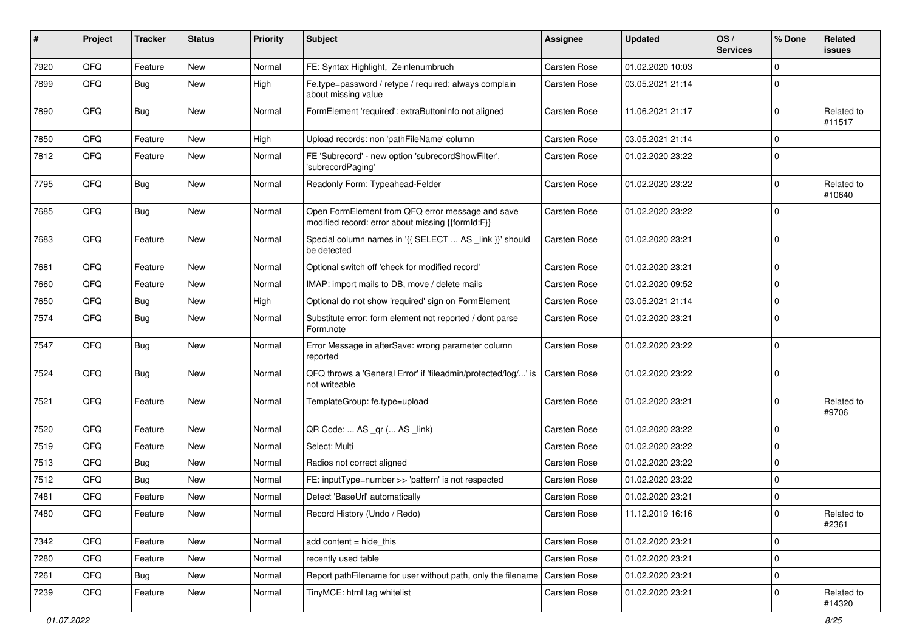| # | Project | Tracker | Status | Priority | Subject | Assignee | Updated | OS / Services | % Done | Related issues |
|---|---|---|---|---|---|---|---|---|---|---|
| 7920 | QFQ | Feature | New | Normal | FE: Syntax Highlight, Zeinlenumbruch | Carsten Rose | 01.02.2020 10:03 | | 0 | |
| 7899 | QFQ | Bug | New | High | Fe.type=password / retype / required: always complain about missing value | Carsten Rose | 03.05.2021 21:14 | | 0 | |
| 7890 | QFQ | Bug | New | Normal | FormElement 'required': extraButtonInfo not aligned | Carsten Rose | 11.06.2021 21:17 | | 0 | Related to #11517 |
| 7850 | QFQ | Feature | New | High | Upload records: non 'pathFileName' column | Carsten Rose | 03.05.2021 21:14 | | 0 | |
| 7812 | QFQ | Feature | New | Normal | FE 'Subrecord' - new option 'subrecordShowFilter', 'subrecordPaging' | Carsten Rose | 01.02.2020 23:22 | | 0 | |
| 7795 | QFQ | Bug | New | Normal | Readonly Form: Typeahead-Felder | Carsten Rose | 01.02.2020 23:22 | | 0 | Related to #10640 |
| 7685 | QFQ | Bug | New | Normal | Open FormElement from QFQ error message and save modified record: error about missing {{formId:F}} | Carsten Rose | 01.02.2020 23:22 | | 0 | |
| 7683 | QFQ | Feature | New | Normal | Special column names in '{{ SELECT ... AS _link }}' should be detected | Carsten Rose | 01.02.2020 23:21 | | 0 | |
| 7681 | QFQ | Feature | New | Normal | Optional switch off 'check for modified record' | Carsten Rose | 01.02.2020 23:21 | | 0 | |
| 7660 | QFQ | Feature | New | Normal | IMAP: import mails to DB, move / delete mails | Carsten Rose | 01.02.2020 09:52 | | 0 | |
| 7650 | QFQ | Bug | New | High | Optional do not show 'required' sign on FormElement | Carsten Rose | 03.05.2021 21:14 | | 0 | |
| 7574 | QFQ | Bug | New | Normal | Substitute error: form element not reported / dont parse Form.note | Carsten Rose | 01.02.2020 23:21 | | 0 | |
| 7547 | QFQ | Bug | New | Normal | Error Message in afterSave: wrong parameter column reported | Carsten Rose | 01.02.2020 23:22 | | 0 | |
| 7524 | QFQ | Bug | New | Normal | QFQ throws a 'General Error' if 'fileadmin/protected/log/...' is not writeable | Carsten Rose | 01.02.2020 23:22 | | 0 | |
| 7521 | QFQ | Feature | New | Normal | TemplateGroup: fe.type=upload | Carsten Rose | 01.02.2020 23:21 | | 0 | Related to #9706 |
| 7520 | QFQ | Feature | New | Normal | QR Code: ... AS _qr ( ... AS _link) | Carsten Rose | 01.02.2020 23:22 | | 0 | |
| 7519 | QFQ | Feature | New | Normal | Select: Multi | Carsten Rose | 01.02.2020 23:22 | | 0 | |
| 7513 | QFQ | Bug | New | Normal | Radios not correct aligned | Carsten Rose | 01.02.2020 23:22 | | 0 | |
| 7512 | QFQ | Bug | New | Normal | FE: inputType=number >> 'pattern' is not respected | Carsten Rose | 01.02.2020 23:22 | | 0 | |
| 7481 | QFQ | Feature | New | Normal | Detect 'BaseUrl' automatically | Carsten Rose | 01.02.2020 23:21 | | 0 | |
| 7480 | QFQ | Feature | New | Normal | Record History (Undo / Redo) | Carsten Rose | 11.12.2019 16:16 | | 0 | Related to #2361 |
| 7342 | QFQ | Feature | New | Normal | add content = hide_this | Carsten Rose | 01.02.2020 23:21 | | 0 | |
| 7280 | QFQ | Feature | New | Normal | recently used table | Carsten Rose | 01.02.2020 23:21 | | 0 | |
| 7261 | QFQ | Bug | New | Normal | Report pathFilename for user without path, only the filename | Carsten Rose | 01.02.2020 23:21 | | 0 | |
| 7239 | QFQ | Feature | New | Normal | TinyMCE: html tag whitelist | Carsten Rose | 01.02.2020 23:21 | | 0 | Related to #14320 |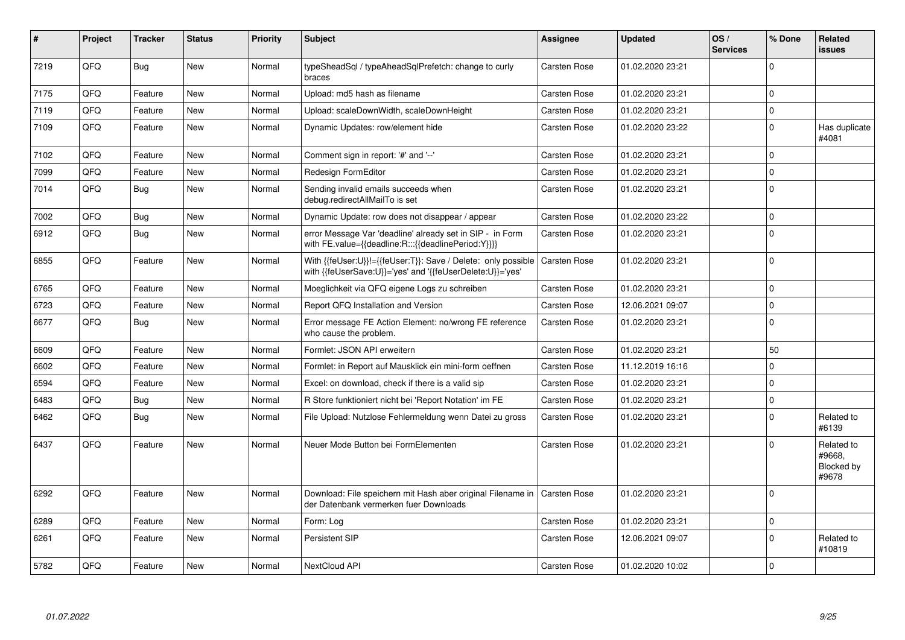| # | Project | Tracker | Status | Priority | Subject | Assignee | Updated | OS / Services | % Done | Related issues |
|---|---|---|---|---|---|---|---|---|---|---|
| 7219 | QFQ | Bug | New | Normal | typeSheadSql / typeAheadSqlPrefetch: change to curly braces | Carsten Rose | 01.02.2020 23:21 | | 0 | |
| 7175 | QFQ | Feature | New | Normal | Upload: md5 hash as filename | Carsten Rose | 01.02.2020 23:21 | | 0 | |
| 7119 | QFQ | Feature | New | Normal | Upload: scaleDownWidth, scaleDownHeight | Carsten Rose | 01.02.2020 23:21 | | 0 | |
| 7109 | QFQ | Feature | New | Normal | Dynamic Updates: row/element hide | Carsten Rose | 01.02.2020 23:22 | | 0 | Has duplicate #4081 |
| 7102 | QFQ | Feature | New | Normal | Comment sign in report: '#' and '--' | Carsten Rose | 01.02.2020 23:21 | | 0 | |
| 7099 | QFQ | Feature | New | Normal | Redesign FormEditor | Carsten Rose | 01.02.2020 23:21 | | 0 | |
| 7014 | QFQ | Bug | New | Normal | Sending invalid emails succeeds when debug.redirectAllMailTo is set | Carsten Rose | 01.02.2020 23:21 | | 0 | |
| 7002 | QFQ | Bug | New | Normal | Dynamic Update: row does not disappear / appear | Carsten Rose | 01.02.2020 23:22 | | 0 | |
| 6912 | QFQ | Bug | New | Normal | error Message Var 'deadline' already set in SIP - in Form with FE.value={{deadline:R:::{{deadlinePeriod:Y}}}} | Carsten Rose | 01.02.2020 23:21 | | 0 | |
| 6855 | QFQ | Feature | New | Normal | With {{feUser:U}}!={{feUser:T}}: Save / Delete: only possible with {{feUserSave:U}}='yes' and '{{feUserDelete:U}}='yes' | Carsten Rose | 01.02.2020 23:21 | | 0 | |
| 6765 | QFQ | Feature | New | Normal | Moeglichkeit via QFQ eigene Logs zu schreiben | Carsten Rose | 01.02.2020 23:21 | | 0 | |
| 6723 | QFQ | Feature | New | Normal | Report QFQ Installation and Version | Carsten Rose | 12.06.2021 09:07 | | 0 | |
| 6677 | QFQ | Bug | New | Normal | Error message FE Action Element: no/wrong FE reference who cause the problem. | Carsten Rose | 01.02.2020 23:21 | | 0 | |
| 6609 | QFQ | Feature | New | Normal | Formlet: JSON API erweitern | Carsten Rose | 01.02.2020 23:21 | | 50 | |
| 6602 | QFQ | Feature | New | Normal | Formlet: in Report auf Mausklick ein mini-form oeffnen | Carsten Rose | 11.12.2019 16:16 | | 0 | |
| 6594 | QFQ | Feature | New | Normal | Excel: on download, check if there is a valid sip | Carsten Rose | 01.02.2020 23:21 | | 0 | |
| 6483 | QFQ | Bug | New | Normal | R Store funktioniert nicht bei 'Report Notation' im FE | Carsten Rose | 01.02.2020 23:21 | | 0 | |
| 6462 | QFQ | Bug | New | Normal | File Upload: Nutzlose Fehlermeldung wenn Datei zu gross | Carsten Rose | 01.02.2020 23:21 | | 0 | Related to #6139 |
| 6437 | QFQ | Feature | New | Normal | Neuer Mode Button bei FormElementen | Carsten Rose | 01.02.2020 23:21 | | 0 | Related to #9668, Blocked by #9678 |
| 6292 | QFQ | Feature | New | Normal | Download: File speichern mit Hash aber original Filename in der Datenbank vermerken fuer Downloads | Carsten Rose | 01.02.2020 23:21 | | 0 | |
| 6289 | QFQ | Feature | New | Normal | Form: Log | Carsten Rose | 01.02.2020 23:21 | | 0 | |
| 6261 | QFQ | Feature | New | Normal | Persistent SIP | Carsten Rose | 12.06.2021 09:07 | | 0 | Related to #10819 |
| 5782 | QFQ | Feature | New | Normal | NextCloud API | Carsten Rose | 01.02.2020 10:02 | | 0 | |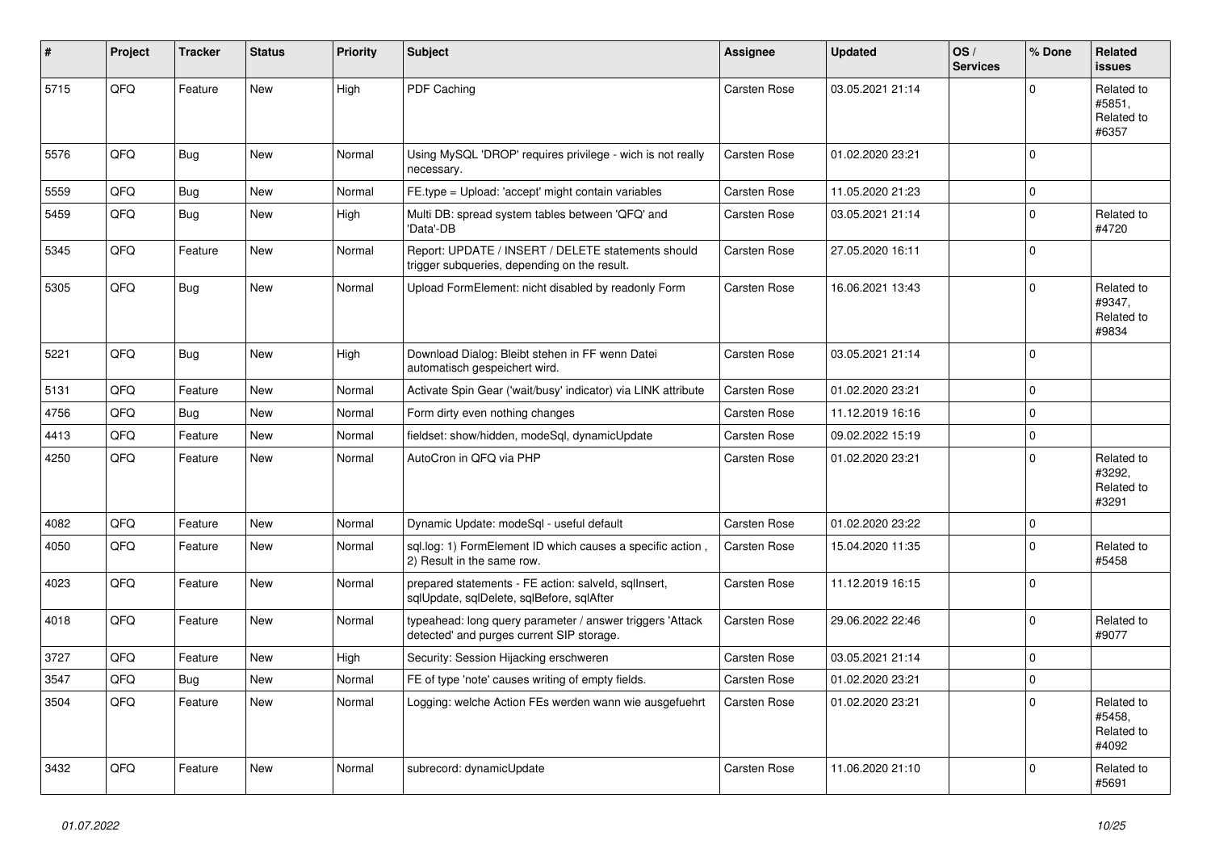| # | Project | Tracker | Status | Priority | Subject | Assignee | Updated | OS / Services | % Done | Related issues |
|---|---|---|---|---|---|---|---|---|---|---|
| 5715 | QFQ | Feature | New | High | PDF Caching | Carsten Rose | 03.05.2021 21:14 | | 0 | Related to #5851, Related to #6357 |
| 5576 | QFQ | Bug | New | Normal | Using MySQL 'DROP' requires privilege - wich is not really necessary. | Carsten Rose | 01.02.2020 23:21 | | 0 | |
| 5559 | QFQ | Bug | New | Normal | FE.type = Upload: 'accept' might contain variables | Carsten Rose | 11.05.2020 21:23 | | 0 | |
| 5459 | QFQ | Bug | New | High | Multi DB: spread system tables between 'QFQ' and 'Data'-DB | Carsten Rose | 03.05.2021 21:14 | | 0 | Related to #4720 |
| 5345 | QFQ | Feature | New | Normal | Report: UPDATE / INSERT / DELETE statements should trigger subqueries, depending on the result. | Carsten Rose | 27.05.2020 16:11 | | 0 | |
| 5305 | QFQ | Bug | New | Normal | Upload FormElement: nicht disabled by readonly Form | Carsten Rose | 16.06.2021 13:43 | | 0 | Related to #9347, Related to #9834 |
| 5221 | QFQ | Bug | New | High | Download Dialog: Bleibt stehen in FF wenn Datei automatisch gespeichert wird. | Carsten Rose | 03.05.2021 21:14 | | 0 | |
| 5131 | QFQ | Feature | New | Normal | Activate Spin Gear ('wait/busy' indicator) via LINK attribute | Carsten Rose | 01.02.2020 23:21 | | 0 | |
| 4756 | QFQ | Bug | New | Normal | Form dirty even nothing changes | Carsten Rose | 11.12.2019 16:16 | | 0 | |
| 4413 | QFQ | Feature | New | Normal | fieldset: show/hidden, modeSql, dynamicUpdate | Carsten Rose | 09.02.2022 15:19 | | 0 | |
| 4250 | QFQ | Feature | New | Normal | AutoCron in QFQ via PHP | Carsten Rose | 01.02.2020 23:21 | | 0 | Related to #3292, Related to #3291 |
| 4082 | QFQ | Feature | New | Normal | Dynamic Update: modeSql - useful default | Carsten Rose | 01.02.2020 23:22 | | 0 | |
| 4050 | QFQ | Feature | New | Normal | sql.log: 1) FormElement ID which causes a specific action , 2) Result in the same row. | Carsten Rose | 15.04.2020 11:35 | | 0 | Related to #5458 |
| 4023 | QFQ | Feature | New | Normal | prepared statements - FE action: salveId, sqlInsert, sqlUpdate, sqlDelete, sqlBefore, sqlAfter | Carsten Rose | 11.12.2019 16:15 | | 0 | |
| 4018 | QFQ | Feature | New | Normal | typeahead: long query parameter / answer triggers 'Attack detected' and purges current SIP storage. | Carsten Rose | 29.06.2022 22:46 | | 0 | Related to #9077 |
| 3727 | QFQ | Feature | New | High | Security: Session Hijacking erschweren | Carsten Rose | 03.05.2021 21:14 | | 0 | |
| 3547 | QFQ | Bug | New | Normal | FE of type 'note' causes writing of empty fields. | Carsten Rose | 01.02.2020 23:21 | | 0 | |
| 3504 | QFQ | Feature | New | Normal | Logging: welche Action FEs werden wann wie ausgefuehrt | Carsten Rose | 01.02.2020 23:21 | | 0 | Related to #5458, Related to #4092 |
| 3432 | QFQ | Feature | New | Normal | subrecord: dynamicUpdate | Carsten Rose | 11.06.2020 21:10 | | 0 | Related to #5691 |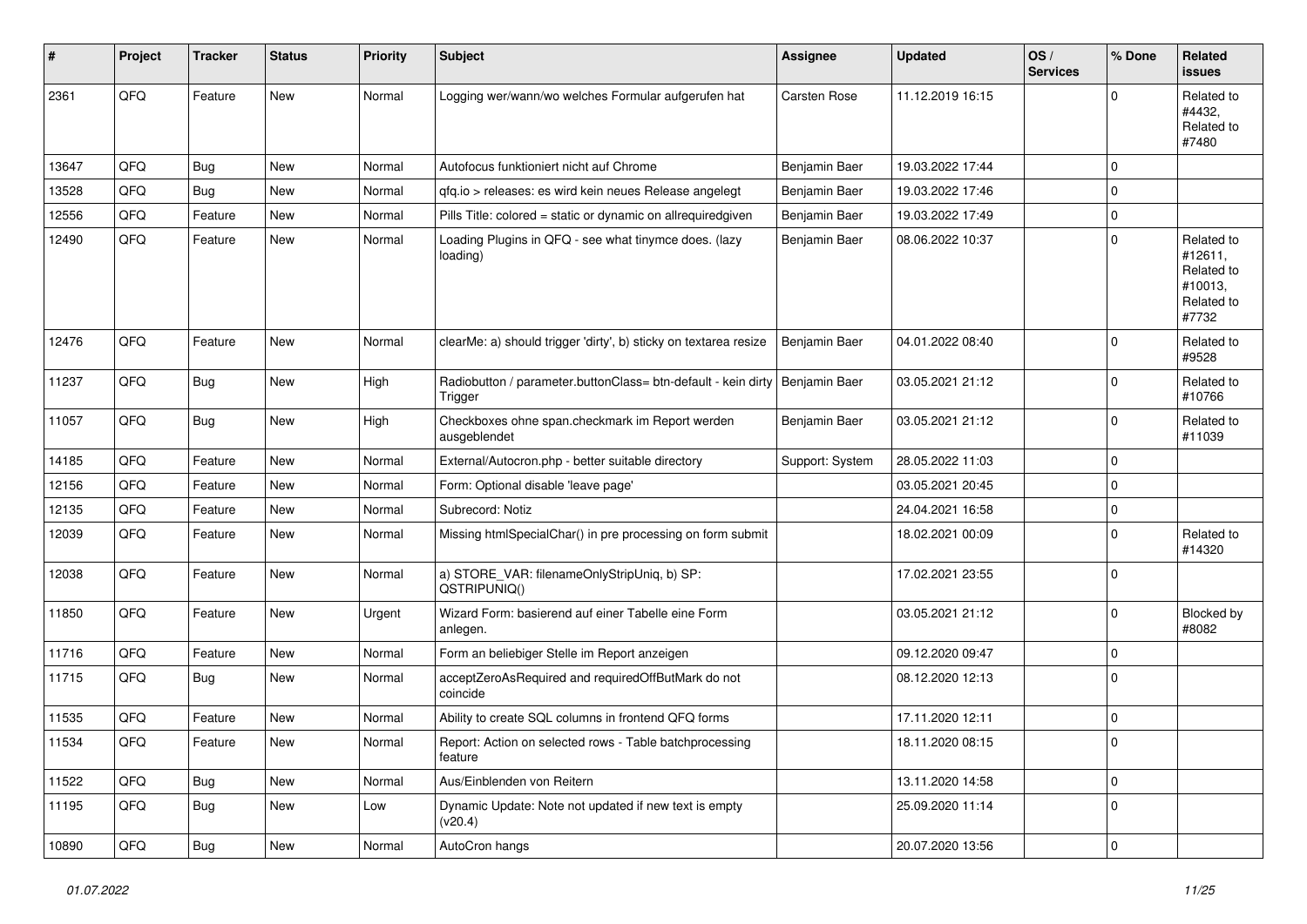| # | Project | Tracker | Status | Priority | Subject | Assignee | Updated | OS / Services | % Done | Related issues |
|---|---|---|---|---|---|---|---|---|---|---|
| 2361 | QFQ | Feature | New | Normal | Logging wer/wann/wo welches Formular aufgerufen hat | Carsten Rose | 11.12.2019 16:15 | | 0 | Related to #4432, Related to #7480 |
| 13647 | QFQ | Bug | New | Normal | Autofocus funktioniert nicht auf Chrome | Benjamin Baer | 19.03.2022 17:44 | | 0 | |
| 13528 | QFQ | Bug | New | Normal | qfq.io > releases: es wird kein neues Release angelegt | Benjamin Baer | 19.03.2022 17:46 | | 0 | |
| 12556 | QFQ | Feature | New | Normal | Pills Title: colored = static or dynamic on allrequiredgiven | Benjamin Baer | 19.03.2022 17:49 | | 0 | |
| 12490 | QFQ | Feature | New | Normal | Loading Plugins in QFQ - see what tinymce does. (lazy loading) | Benjamin Baer | 08.06.2022 10:37 | | 0 | Related to #12611, Related to #10013, Related to #7732 |
| 12476 | QFQ | Feature | New | Normal | clearMe: a) should trigger 'dirty', b) sticky on textarea resize | Benjamin Baer | 04.01.2022 08:40 | | 0 | Related to #9528 |
| 11237 | QFQ | Bug | New | High | Radiobutton / parameter.buttonClass= btn-default - kein dirty Trigger | Benjamin Baer | 03.05.2021 21:12 | | 0 | Related to #10766 |
| 11057 | QFQ | Bug | New | High | Checkboxes ohne span.checkmark im Report werden ausgeblendet | Benjamin Baer | 03.05.2021 21:12 | | 0 | Related to #11039 |
| 14185 | QFQ | Feature | New | Normal | External/Autocron.php - better suitable directory | Support: System | 28.05.2022 11:03 | | 0 | |
| 12156 | QFQ | Feature | New | Normal | Form: Optional disable 'leave page' | | 03.05.2021 20:45 | | 0 | |
| 12135 | QFQ | Feature | New | Normal | Subrecord: Notiz | | 24.04.2021 16:58 | | 0 | |
| 12039 | QFQ | Feature | New | Normal | Missing htmlSpecialChar() in pre processing on form submit | | 18.02.2021 00:09 | | 0 | Related to #14320 |
| 12038 | QFQ | Feature | New | Normal | a) STORE_VAR: filenameOnlyStripUniq, b) SP: QSTRIPUNIQ() | | 17.02.2021 23:55 | | 0 | |
| 11850 | QFQ | Feature | New | Urgent | Wizard Form: basierend auf einer Tabelle eine Form anlegen. | | 03.05.2021 21:12 | | 0 | Blocked by #8082 |
| 11716 | QFQ | Feature | New | Normal | Form an beliebiger Stelle im Report anzeigen | | 09.12.2020 09:47 | | 0 | |
| 11715 | QFQ | Bug | New | Normal | acceptZeroAsRequired and requiredOffButMark do not coincide | | 08.12.2020 12:13 | | 0 | |
| 11535 | QFQ | Feature | New | Normal | Ability to create SQL columns in frontend QFQ forms | | 17.11.2020 12:11 | | 0 | |
| 11534 | QFQ | Feature | New | Normal | Report: Action on selected rows - Table batchprocessing feature | | 18.11.2020 08:15 | | 0 | |
| 11522 | QFQ | Bug | New | Normal | Aus/Einblenden von Reitern | | 13.11.2020 14:58 | | 0 | |
| 11195 | QFQ | Bug | New | Low | Dynamic Update: Note not updated if new text is empty (v20.4) | | 25.09.2020 11:14 | | 0 | |
| 10890 | QFQ | Bug | New | Normal | AutoCron hangs | | 20.07.2020 13:56 | | 0 | |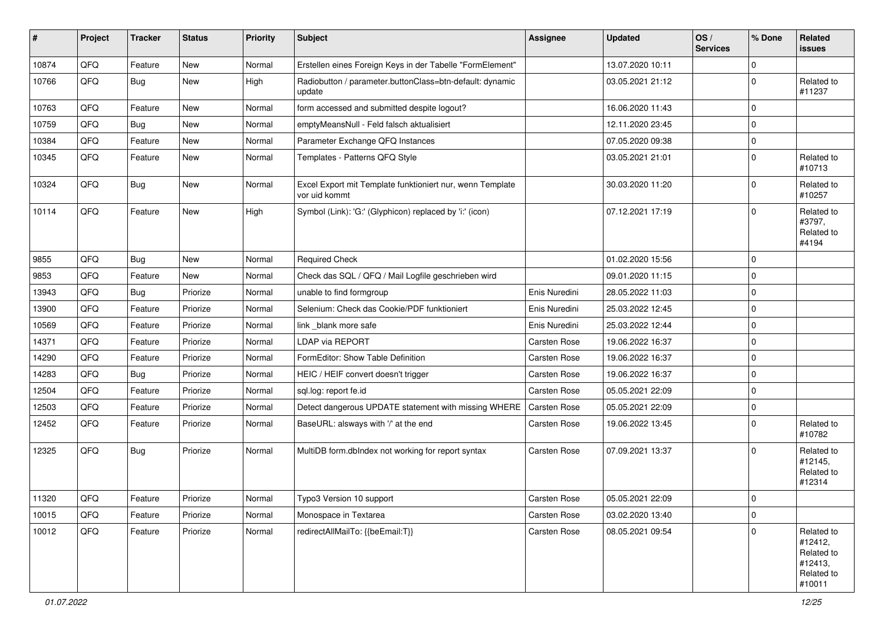| # | Project | Tracker | Status | Priority | Subject | Assignee | Updated | OS / Services | % Done | Related issues |
|---|---|---|---|---|---|---|---|---|---|---|
| 10874 | QFQ | Feature | New | Normal | Erstellen eines Foreign Keys in der Tabelle "FormElement" | | 13.07.2020 10:11 | | 0 | |
| 10766 | QFQ | Bug | New | High | Radiobutton / parameter.buttonClass=btn-default: dynamic update | | 03.05.2021 21:12 | | 0 | Related to #11237 |
| 10763 | QFQ | Feature | New | Normal | form accessed and submitted despite logout? | | 16.06.2020 11:43 | | 0 | |
| 10759 | QFQ | Bug | New | Normal | emptyMeansNull - Feld falsch aktualisiert | | 12.11.2020 23:45 | | 0 | |
| 10384 | QFQ | Feature | New | Normal | Parameter Exchange QFQ Instances | | 07.05.2020 09:38 | | 0 | |
| 10345 | QFQ | Feature | New | Normal | Templates - Patterns QFQ Style | | 03.05.2021 21:01 | | 0 | Related to #10713 |
| 10324 | QFQ | Bug | New | Normal | Excel Export mit Template funktioniert nur, wenn Template vor uid kommt | | 30.03.2020 11:20 | | 0 | Related to #10257 |
| 10114 | QFQ | Feature | New | High | Symbol (Link): 'G:' (Glyphicon) replaced by 'i:' (icon) | | 07.12.2021 17:19 | | 0 | Related to #3797, Related to #4194 |
| 9855 | QFQ | Bug | New | Normal | Required Check | | 01.02.2020 15:56 | | 0 | |
| 9853 | QFQ | Feature | New | Normal | Check das SQL / QFQ / Mail Logfile geschrieben wird | | 09.01.2020 11:15 | | 0 | |
| 13943 | QFQ | Bug | Priorize | Normal | unable to find formgroup | Enis Nuredini | 28.05.2022 11:03 | | 0 | |
| 13900 | QFQ | Feature | Priorize | Normal | Selenium: Check das Cookie/PDF funktioniert | Enis Nuredini | 25.03.2022 12:45 | | 0 | |
| 10569 | QFQ | Feature | Priorize | Normal | link _blank more safe | Enis Nuredini | 25.03.2022 12:44 | | 0 | |
| 14371 | QFQ | Feature | Priorize | Normal | LDAP via REPORT | Carsten Rose | 19.06.2022 16:37 | | 0 | |
| 14290 | QFQ | Feature | Priorize | Normal | FormEditor: Show Table Definition | Carsten Rose | 19.06.2022 16:37 | | 0 | |
| 14283 | QFQ | Bug | Priorize | Normal | HEIC / HEIF convert doesn't trigger | Carsten Rose | 19.06.2022 16:37 | | 0 | |
| 12504 | QFQ | Feature | Priorize | Normal | sql.log: report fe.id | Carsten Rose | 05.05.2021 22:09 | | 0 | |
| 12503 | QFQ | Feature | Priorize | Normal | Detect dangerous UPDATE statement with missing WHERE | Carsten Rose | 05.05.2021 22:09 | | 0 | |
| 12452 | QFQ | Feature | Priorize | Normal | BaseURL: alsways with '/' at the end | Carsten Rose | 19.06.2022 13:45 | | 0 | Related to #10782 |
| 12325 | QFQ | Bug | Priorize | Normal | MultiDB form.dbIndex not working for report syntax | Carsten Rose | 07.09.2021 13:37 | | 0 | Related to #12145, Related to #12314 |
| 11320 | QFQ | Feature | Priorize | Normal | Typo3 Version 10 support | Carsten Rose | 05.05.2021 22:09 | | 0 | |
| 10015 | QFQ | Feature | Priorize | Normal | Monospace in Textarea | Carsten Rose | 03.02.2020 13:40 | | 0 | |
| 10012 | QFQ | Feature | Priorize | Normal | redirectAllMailTo: {{beEmail:T}} | Carsten Rose | 08.05.2021 09:54 | | 0 | Related to #12412, Related to #12413, Related to #10011 |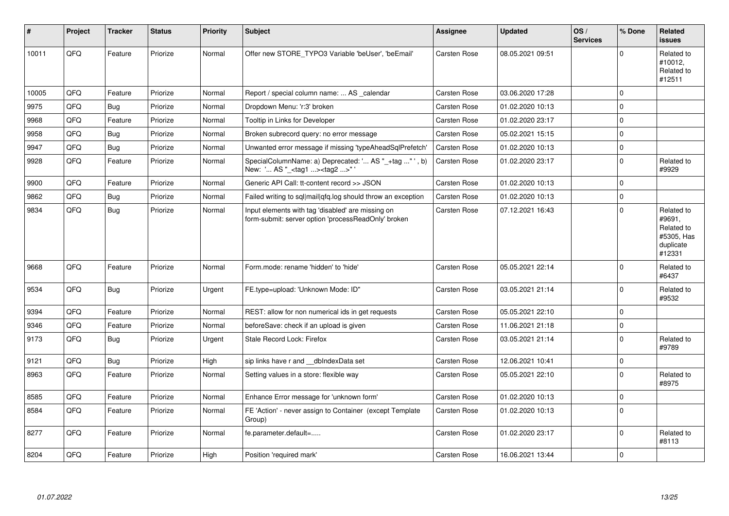| # | Project | Tracker | Status | Priority | Subject | Assignee | Updated | OS / Services | % Done | Related issues |
|---|---|---|---|---|---|---|---|---|---|---|
| 10011 | QFQ | Feature | Priorize | Normal | Offer new STORE_TYPO3 Variable 'beUser', 'beEmail' | Carsten Rose | 08.05.2021 09:51 | | 0 | Related to #10012, Related to #12511 |
| 10005 | QFQ | Feature | Priorize | Normal | Report / special column name: ... AS _calendar | Carsten Rose | 03.06.2020 17:28 | | 0 | |
| 9975 | QFQ | Bug | Priorize | Normal | Dropdown Menu: 'r:3' broken | Carsten Rose | 01.02.2020 10:13 | | 0 | |
| 9968 | QFQ | Feature | Priorize | Normal | Tooltip in Links for Developer | Carsten Rose | 01.02.2020 23:17 | | 0 | |
| 9958 | QFQ | Bug | Priorize | Normal | Broken subrecord query: no error message | Carsten Rose | 05.02.2021 15:15 | | 0 | |
| 9947 | QFQ | Bug | Priorize | Normal | Unwanted error message if missing 'typeAheadSqlPrefetch' | Carsten Rose | 01.02.2020 10:13 | | 0 | |
| 9928 | QFQ | Feature | Priorize | Normal | SpecialColumnName: a) Deprecated: '... AS "_+tag ..." ', b) New: '... AS "_<tag1 ...><tag2 ...>" ' | Carsten Rose | 01.02.2020 23:17 | | 0 | Related to #9929 |
| 9900 | QFQ | Feature | Priorize | Normal | Generic API Call: tt-content record >> JSON | Carsten Rose | 01.02.2020 10:13 | | 0 | |
| 9862 | QFQ | Bug | Priorize | Normal | Failed writing to sql\|mail\|qfq.log should throw an exception | Carsten Rose | 01.02.2020 10:13 | | 0 | |
| 9834 | QFQ | Bug | Priorize | Normal | Input elements with tag 'disabled' are missing on form-submit: server option 'processReadOnly' broken | Carsten Rose | 07.12.2021 16:43 | | 0 | Related to #9691, Related to #5305, Has duplicate #12331 |
| 9668 | QFQ | Feature | Priorize | Normal | Form.mode: rename 'hidden' to 'hide' | Carsten Rose | 05.05.2021 22:14 | | 0 | Related to #6437 |
| 9534 | QFQ | Bug | Priorize | Urgent | FE.type=upload: 'Unknown Mode: ID" | Carsten Rose | 03.05.2021 21:14 | | 0 | Related to #9532 |
| 9394 | QFQ | Feature | Priorize | Normal | REST: allow for non numerical ids in get requests | Carsten Rose | 05.05.2021 22:10 | | 0 | |
| 9346 | QFQ | Feature | Priorize | Normal | beforeSave: check if an upload is given | Carsten Rose | 11.06.2021 21:18 | | 0 | |
| 9173 | QFQ | Bug | Priorize | Urgent | Stale Record Lock: Firefox | Carsten Rose | 03.05.2021 21:14 | | 0 | Related to #9789 |
| 9121 | QFQ | Bug | Priorize | High | sip links have r and __dbIndexData set | Carsten Rose | 12.06.2021 10:41 | | 0 | |
| 8963 | QFQ | Feature | Priorize | Normal | Setting values in a store: flexible way | Carsten Rose | 05.05.2021 22:10 | | 0 | Related to #8975 |
| 8585 | QFQ | Feature | Priorize | Normal | Enhance Error message for 'unknown form' | Carsten Rose | 01.02.2020 10:13 | | 0 | |
| 8584 | QFQ | Feature | Priorize | Normal | FE 'Action' - never assign to Container (except Template Group) | Carsten Rose | 01.02.2020 10:13 | | 0 | |
| 8277 | QFQ | Feature | Priorize | Normal | fe.parameter.default=..... | Carsten Rose | 01.02.2020 23:17 | | 0 | Related to #8113 |
| 8204 | QFQ | Feature | Priorize | High | Position 'required mark' | Carsten Rose | 16.06.2021 13:44 | | 0 | |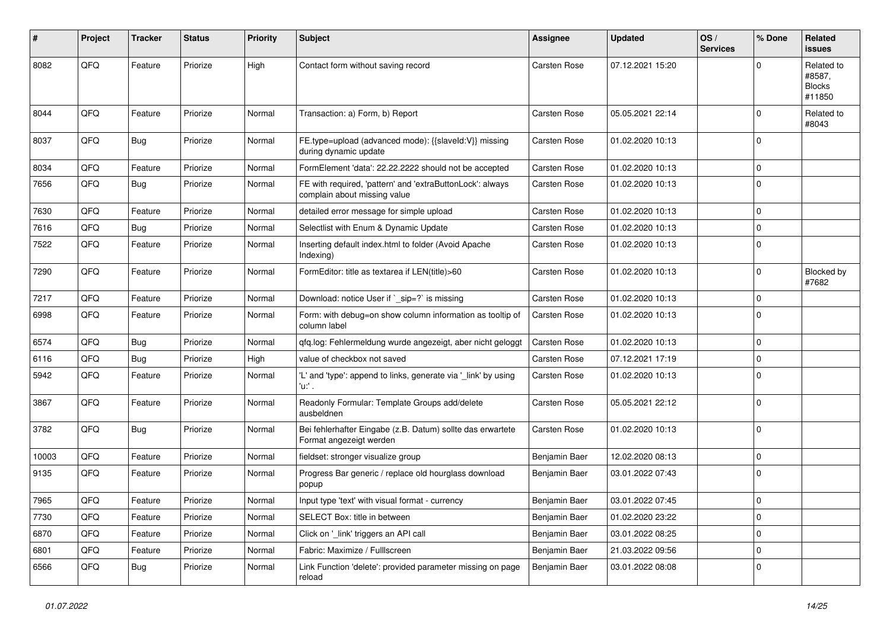| # | Project | Tracker | Status | Priority | Subject | Assignee | Updated | OS / Services | % Done | Related issues |
|---|---|---|---|---|---|---|---|---|---|---|
| 8082 | QFQ | Feature | Priorize | High | Contact form without saving record | Carsten Rose | 07.12.2021 15:20 | | 0 | Related to #8587, Blocks #11850 |
| 8044 | QFQ | Feature | Priorize | Normal | Transaction: a) Form, b) Report | Carsten Rose | 05.05.2021 22:14 | | 0 | Related to #8043 |
| 8037 | QFQ | Bug | Priorize | Normal | FE.type=upload (advanced mode): {{slaveId:V}} missing during dynamic update | Carsten Rose | 01.02.2020 10:13 | | 0 | |
| 8034 | QFQ | Feature | Priorize | Normal | FormElement 'data': 22.22.2222 should not be accepted | Carsten Rose | 01.02.2020 10:13 | | 0 | |
| 7656 | QFQ | Bug | Priorize | Normal | FE with required, 'pattern' and 'extraButtonLock': always complain about missing value | Carsten Rose | 01.02.2020 10:13 | | 0 | |
| 7630 | QFQ | Feature | Priorize | Normal | detailed error message for simple upload | Carsten Rose | 01.02.2020 10:13 | | 0 | |
| 7616 | QFQ | Bug | Priorize | Normal | Selectlist with Enum & Dynamic Update | Carsten Rose | 01.02.2020 10:13 | | 0 | |
| 7522 | QFQ | Feature | Priorize | Normal | Inserting default index.html to folder (Avoid Apache Indexing) | Carsten Rose | 01.02.2020 10:13 | | 0 | |
| 7290 | QFQ | Feature | Priorize | Normal | FormEditor: title as textarea if LEN(title)>60 | Carsten Rose | 01.02.2020 10:13 | | 0 | Blocked by #7682 |
| 7217 | QFQ | Feature | Priorize | Normal | Download: notice User if `_sip=?` is missing | Carsten Rose | 01.02.2020 10:13 | | 0 | |
| 6998 | QFQ | Feature | Priorize | Normal | Form: with debug=on show column information as tooltip of column label | Carsten Rose | 01.02.2020 10:13 | | 0 | |
| 6574 | QFQ | Bug | Priorize | Normal | qfq.log: Fehlermeldung wurde angezeigt, aber nicht geloggt | Carsten Rose | 01.02.2020 10:13 | | 0 | |
| 6116 | QFQ | Bug | Priorize | High | value of checkbox not saved | Carsten Rose | 07.12.2021 17:19 | | 0 | |
| 5942 | QFQ | Feature | Priorize | Normal | 'L' and 'type': append to links, generate via '_link' by using 'u:' . | Carsten Rose | 01.02.2020 10:13 | | 0 | |
| 3867 | QFQ | Feature | Priorize | Normal | Readonly Formular: Template Groups add/delete ausbeldnen | Carsten Rose | 05.05.2021 22:12 | | 0 | |
| 3782 | QFQ | Bug | Priorize | Normal | Bei fehlerhafter Eingabe (z.B. Datum) sollte das erwartete Format angezeigt werden | Carsten Rose | 01.02.2020 10:13 | | 0 | |
| 10003 | QFQ | Feature | Priorize | Normal | fieldset: stronger visualize group | Benjamin Baer | 12.02.2020 08:13 | | 0 | |
| 9135 | QFQ | Feature | Priorize | Normal | Progress Bar generic / replace old hourglass download popup | Benjamin Baer | 03.01.2022 07:43 | | 0 | |
| 7965 | QFQ | Feature | Priorize | Normal | Input type 'text' with visual format - currency | Benjamin Baer | 03.01.2022 07:45 | | 0 | |
| 7730 | QFQ | Feature | Priorize | Normal | SELECT Box: title in between | Benjamin Baer | 01.02.2020 23:22 | | 0 | |
| 6870 | QFQ | Feature | Priorize | Normal | Click on '_link' triggers an API call | Benjamin Baer | 03.01.2022 08:25 | | 0 | |
| 6801 | QFQ | Feature | Priorize | Normal | Fabric: Maximize / Fulllscreen | Benjamin Baer | 21.03.2022 09:56 | | 0 | |
| 6566 | QFQ | Bug | Priorize | Normal | Link Function 'delete': provided parameter missing on page reload | Benjamin Baer | 03.01.2022 08:08 | | 0 | |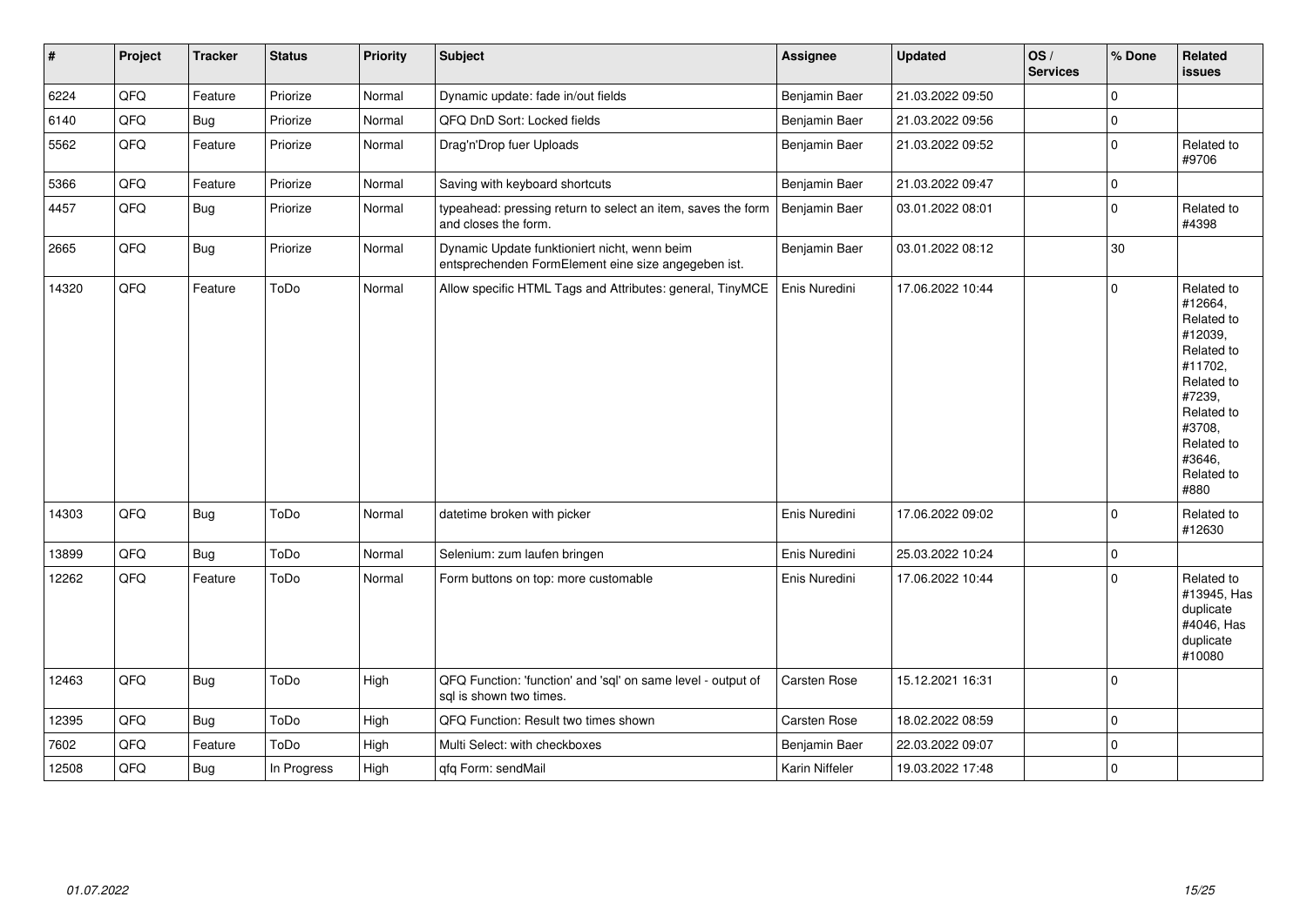| # | Project | Tracker | Status | Priority | Subject | Assignee | Updated | OS / Services | % Done | Related issues |
|---|---|---|---|---|---|---|---|---|---|---|
| 6224 | QFQ | Feature | Priorize | Normal | Dynamic update: fade in/out fields | Benjamin Baer | 21.03.2022 09:50 | | 0 | |
| 6140 | QFQ | Bug | Priorize | Normal | QFQ DnD Sort: Locked fields | Benjamin Baer | 21.03.2022 09:56 | | 0 | |
| 5562 | QFQ | Feature | Priorize | Normal | Drag'n'Drop fuer Uploads | Benjamin Baer | 21.03.2022 09:52 | | 0 | Related to #9706 |
| 5366 | QFQ | Feature | Priorize | Normal | Saving with keyboard shortcuts | Benjamin Baer | 21.03.2022 09:47 | | 0 | |
| 4457 | QFQ | Bug | Priorize | Normal | typeahead: pressing return to select an item, saves the form and closes the form. | Benjamin Baer | 03.01.2022 08:01 | | 0 | Related to #4398 |
| 2665 | QFQ | Bug | Priorize | Normal | Dynamic Update funktioniert nicht, wenn beim entsprechenden FormElement eine size angegeben ist. | Benjamin Baer | 03.01.2022 08:12 | | 30 | |
| 14320 | QFQ | Feature | ToDo | Normal | Allow specific HTML Tags and Attributes: general, TinyMCE | Enis Nuredini | 17.06.2022 10:44 | | 0 | Related to #12664, Related to #12039, Related to #11702, Related to #7239, Related to #3708, Related to #3646, Related to #880 |
| 14303 | QFQ | Bug | ToDo | Normal | datetime broken with picker | Enis Nuredini | 17.06.2022 09:02 | | 0 | Related to #12630 |
| 13899 | QFQ | Bug | ToDo | Normal | Selenium: zum laufen bringen | Enis Nuredini | 25.03.2022 10:24 | | 0 | |
| 12262 | QFQ | Feature | ToDo | Normal | Form buttons on top: more customable | Enis Nuredini | 17.06.2022 10:44 | | 0 | Related to #13945, Has duplicate #4046, Has duplicate #10080 |
| 12463 | QFQ | Bug | ToDo | High | QFQ Function: 'function' and 'sql' on same level - output of sql is shown two times. | Carsten Rose | 15.12.2021 16:31 | | 0 | |
| 12395 | QFQ | Bug | ToDo | High | QFQ Function: Result two times shown | Carsten Rose | 18.02.2022 08:59 | | 0 | |
| 7602 | QFQ | Feature | ToDo | High | Multi Select: with checkboxes | Benjamin Baer | 22.03.2022 09:07 | | 0 | |
| 12508 | QFQ | Bug | In Progress | High | qfq Form: sendMail | Karin Niffeler | 19.03.2022 17:48 | | 0 | |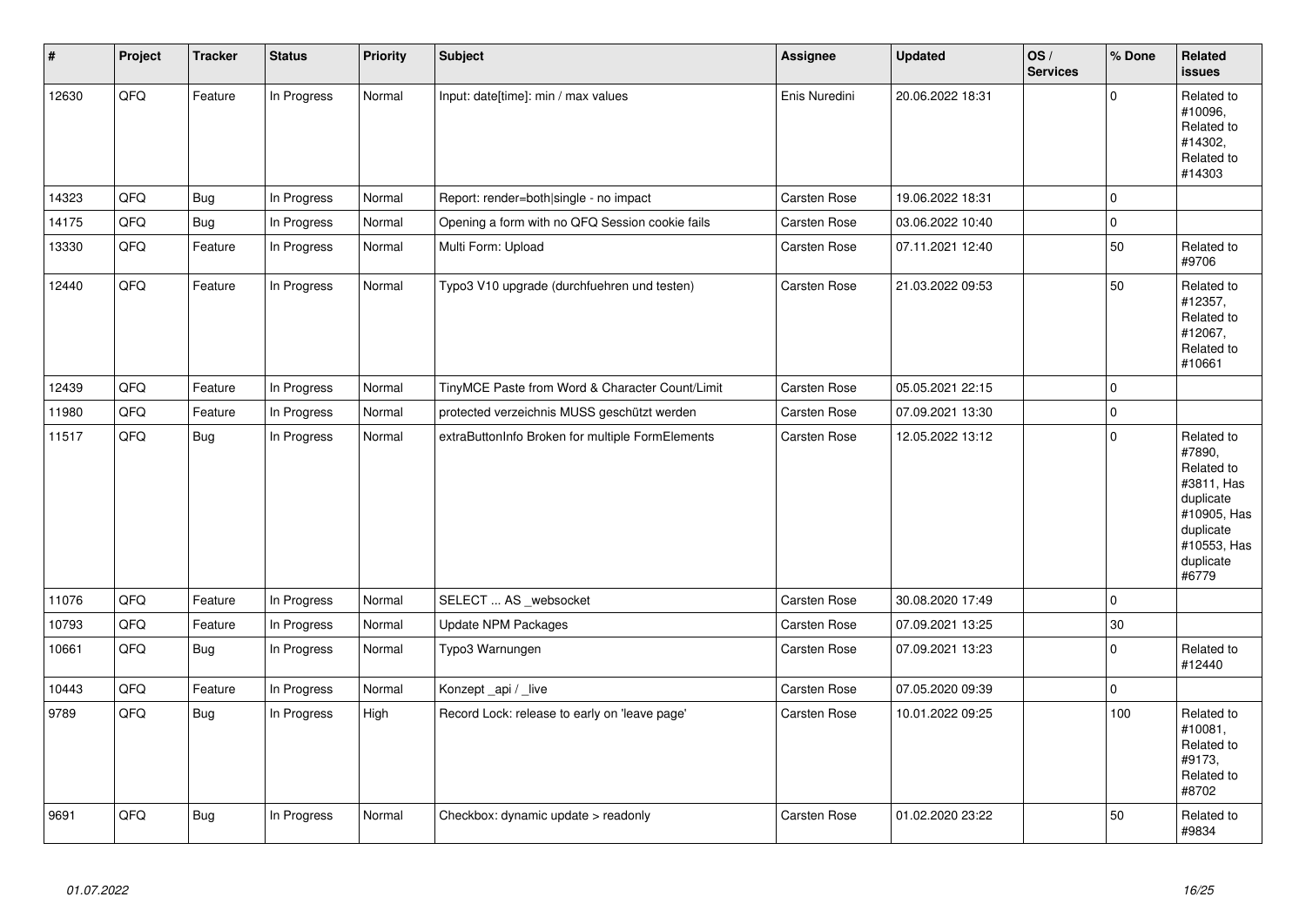| # | Project | Tracker | Status | Priority | Subject | Assignee | Updated | OS / Services | % Done | Related issues |
|---|---|---|---|---|---|---|---|---|---|---|
| 12630 | QFQ | Feature | In Progress | Normal | Input: date[time]: min / max values | Enis Nuredini | 20.06.2022 18:31 | | 0 | Related to #10096, Related to #14302, Related to #14303 |
| 14323 | QFQ | Bug | In Progress | Normal | Report: render=both\|single - no impact | Carsten Rose | 19.06.2022 18:31 | | 0 | |
| 14175 | QFQ | Bug | In Progress | Normal | Opening a form with no QFQ Session cookie fails | Carsten Rose | 03.06.2022 10:40 | | 0 | |
| 13330 | QFQ | Feature | In Progress | Normal | Multi Form: Upload | Carsten Rose | 07.11.2021 12:40 | | 50 | Related to #9706 |
| 12440 | QFQ | Feature | In Progress | Normal | Typo3 V10 upgrade (durchfuehren und testen) | Carsten Rose | 21.03.2022 09:53 | | 50 | Related to #12357, Related to #12067, Related to #10661 |
| 12439 | QFQ | Feature | In Progress | Normal | TinyMCE Paste from Word & Character Count/Limit | Carsten Rose | 05.05.2021 22:15 | | 0 | |
| 11980 | QFQ | Feature | In Progress | Normal | protected verzeichnis MUSS geschützt werden | Carsten Rose | 07.09.2021 13:30 | | 0 | |
| 11517 | QFQ | Bug | In Progress | Normal | extraButtonInfo Broken for multiple FormElements | Carsten Rose | 12.05.2022 13:12 | | 0 | Related to #7890, Related to #3811, Has duplicate #10905, Has duplicate #10553, Has duplicate #6779 |
| 11076 | QFQ | Feature | In Progress | Normal | SELECT ... AS _websocket | Carsten Rose | 30.08.2020 17:49 | | 0 | |
| 10793 | QFQ | Feature | In Progress | Normal | Update NPM Packages | Carsten Rose | 07.09.2021 13:25 | | 30 | |
| 10661 | QFQ | Bug | In Progress | Normal | Typo3 Warnungen | Carsten Rose | 07.09.2021 13:23 | | 0 | Related to #12440 |
| 10443 | QFQ | Feature | In Progress | Normal | Konzept _api / _live | Carsten Rose | 07.05.2020 09:39 | | 0 | |
| 9789 | QFQ | Bug | In Progress | High | Record Lock: release to early on 'leave page' | Carsten Rose | 10.01.2022 09:25 | | 100 | Related to #10081, Related to #9173, Related to #8702 |
| 9691 | QFQ | Bug | In Progress | Normal | Checkbox: dynamic update > readonly | Carsten Rose | 01.02.2020 23:22 | | 50 | Related to #9834 |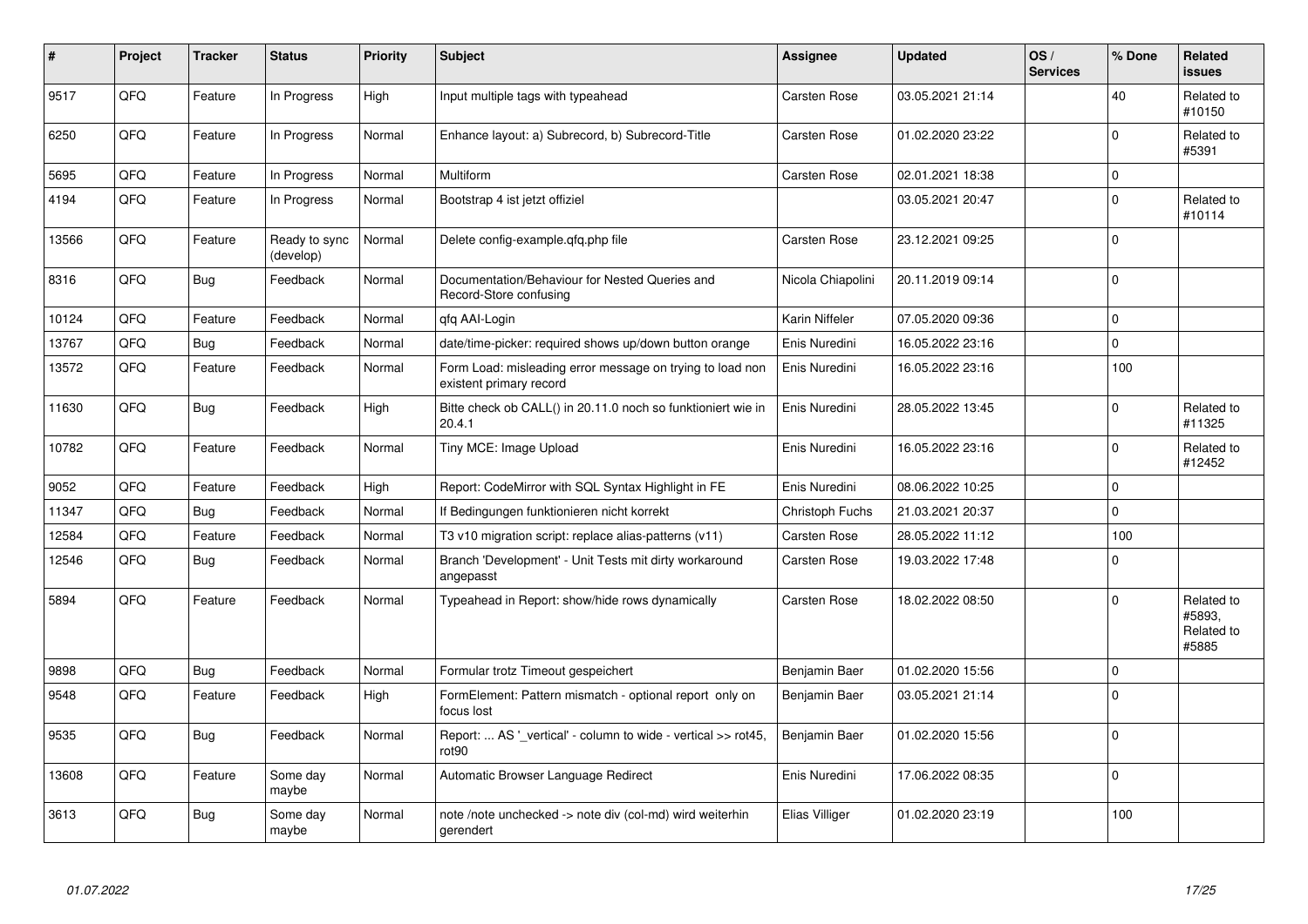| # | Project | Tracker | Status | Priority | Subject | Assignee | Updated | OS / Services | % Done | Related issues |
|---|---|---|---|---|---|---|---|---|---|---|
| 9517 | QFQ | Feature | In Progress | High | Input multiple tags with typeahead | Carsten Rose | 03.05.2021 21:14 | | 40 | Related to #10150 |
| 6250 | QFQ | Feature | In Progress | Normal | Enhance layout: a) Subrecord, b) Subrecord-Title | Carsten Rose | 01.02.2020 23:22 | | 0 | Related to #5391 |
| 5695 | QFQ | Feature | In Progress | Normal | Multiform | Carsten Rose | 02.01.2021 18:38 | | 0 | |
| 4194 | QFQ | Feature | In Progress | Normal | Bootstrap 4 ist jetzt offiziel | | 03.05.2021 20:47 | | 0 | Related to #10114 |
| 13566 | QFQ | Feature | Ready to sync (develop) | Normal | Delete config-example.qfq.php file | Carsten Rose | 23.12.2021 09:25 | | 0 | |
| 8316 | QFQ | Bug | Feedback | Normal | Documentation/Behaviour for Nested Queries and Record-Store confusing | Nicola Chiapolini | 20.11.2019 09:14 | | 0 | |
| 10124 | QFQ | Feature | Feedback | Normal | qfq AAI-Login | Karin Niffeler | 07.05.2020 09:36 | | 0 | |
| 13767 | QFQ | Bug | Feedback | Normal | date/time-picker: required shows up/down button orange | Enis Nuredini | 16.05.2022 23:16 | | 0 | |
| 13572 | QFQ | Feature | Feedback | Normal | Form Load: misleading error message on trying to load non existent primary record | Enis Nuredini | 16.05.2022 23:16 | | 100 | |
| 11630 | QFQ | Bug | Feedback | High | Bitte check ob CALL() in 20.11.0 noch so funktioniert wie in 20.4.1 | Enis Nuredini | 28.05.2022 13:45 | | 0 | Related to #11325 |
| 10782 | QFQ | Feature | Feedback | Normal | Tiny MCE: Image Upload | Enis Nuredini | 16.05.2022 23:16 | | 0 | Related to #12452 |
| 9052 | QFQ | Feature | Feedback | High | Report: CodeMirror with SQL Syntax Highlight in FE | Enis Nuredini | 08.06.2022 10:25 | | 0 | |
| 11347 | QFQ | Bug | Feedback | Normal | If Bedingungen funktionieren nicht korrekt | Christoph Fuchs | 21.03.2021 20:37 | | 0 | |
| 12584 | QFQ | Feature | Feedback | Normal | T3 v10 migration script: replace alias-patterns (v11) | Carsten Rose | 28.05.2022 11:12 | | 100 | |
| 12546 | QFQ | Bug | Feedback | Normal | Branch 'Development' - Unit Tests mit dirty workaround angepasst | Carsten Rose | 19.03.2022 17:48 | | 0 | |
| 5894 | QFQ | Feature | Feedback | Normal | Typeahead in Report: show/hide rows dynamically | Carsten Rose | 18.02.2022 08:50 | | 0 | Related to #5893, Related to #5885 |
| 9898 | QFQ | Bug | Feedback | Normal | Formular trotz Timeout gespeichert | Benjamin Baer | 01.02.2020 15:56 | | 0 | |
| 9548 | QFQ | Feature | Feedback | High | FormElement: Pattern mismatch - optional report only on focus lost | Benjamin Baer | 03.05.2021 21:14 | | 0 | |
| 9535 | QFQ | Bug | Feedback | Normal | Report: ... AS '_vertical' - column to wide - vertical >> rot45, rot90 | Benjamin Baer | 01.02.2020 15:56 | | 0 | |
| 13608 | QFQ | Feature | Some day maybe | Normal | Automatic Browser Language Redirect | Enis Nuredini | 17.06.2022 08:35 | | 0 | |
| 3613 | QFQ | Bug | Some day maybe | Normal | note /note unchecked -> note div (col-md) wird weiterhin gerendert | Elias Villiger | 01.02.2020 23:19 | | 100 | |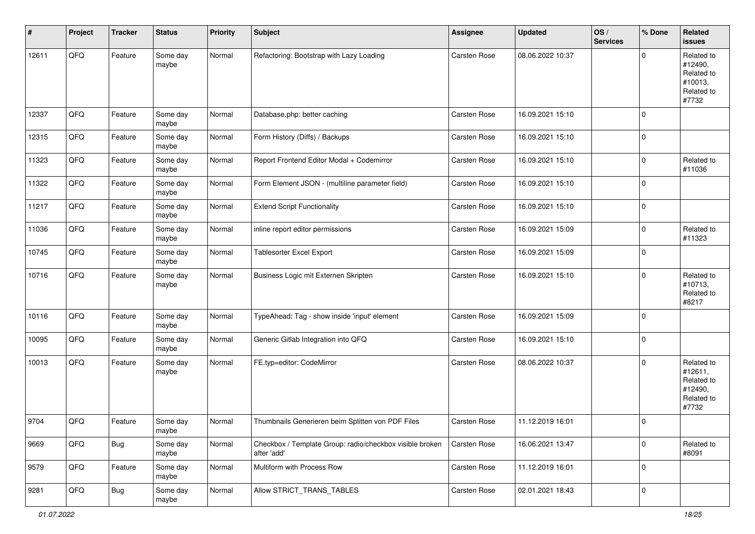| # | Project | Tracker | Status | Priority | Subject | Assignee | Updated | OS / Services | % Done | Related issues |
|---|---|---|---|---|---|---|---|---|---|---|
| 12611 | QFQ | Feature | Some day maybe | Normal | Refactoring: Bootstrap with Lazy Loading | Carsten Rose | 08.06.2022 10:37 | | 0 | Related to #12490, Related to #10013, Related to #7732 |
| 12337 | QFQ | Feature | Some day maybe | Normal | Database.php: better caching | Carsten Rose | 16.09.2021 15:10 | | 0 | |
| 12315 | QFQ | Feature | Some day maybe | Normal | Form History (Diffs) / Backups | Carsten Rose | 16.09.2021 15:10 | | 0 | |
| 11323 | QFQ | Feature | Some day maybe | Normal | Report Frontend Editor Modal + Codemirror | Carsten Rose | 16.09.2021 15:10 | | 0 | Related to #11036 |
| 11322 | QFQ | Feature | Some day maybe | Normal | Form Element JSON - (multiline parameter field) | Carsten Rose | 16.09.2021 15:10 | | 0 | |
| 11217 | QFQ | Feature | Some day maybe | Normal | Extend Script Functionality | Carsten Rose | 16.09.2021 15:10 | | 0 | |
| 11036 | QFQ | Feature | Some day maybe | Normal | inline report editor permissions | Carsten Rose | 16.09.2021 15:09 | | 0 | Related to #11323 |
| 10745 | QFQ | Feature | Some day maybe | Normal | Tablesorter Excel Export | Carsten Rose | 16.09.2021 15:09 | | 0 | |
| 10716 | QFQ | Feature | Some day maybe | Normal | Business Logic mit Externen Skripten | Carsten Rose | 16.09.2021 15:10 | | 0 | Related to #10713, Related to #8217 |
| 10116 | QFQ | Feature | Some day maybe | Normal | TypeAhead: Tag - show inside 'input' element | Carsten Rose | 16.09.2021 15:09 | | 0 | |
| 10095 | QFQ | Feature | Some day maybe | Normal | Generic Gitlab Integration into QFQ | Carsten Rose | 16.09.2021 15:10 | | 0 | |
| 10013 | QFQ | Feature | Some day maybe | Normal | FE.typ=editor: CodeMirror | Carsten Rose | 08.06.2022 10:37 | | 0 | Related to #12611, Related to #12490, Related to #7732 |
| 9704 | QFQ | Feature | Some day maybe | Normal | Thumbnails Generieren beim Splitten von PDF Files | Carsten Rose | 11.12.2019 16:01 | | 0 | |
| 9669 | QFQ | Bug | Some day maybe | Normal | Checkbox / Template Group: radio/checkbox visible broken after 'add' | Carsten Rose | 16.06.2021 13:47 | | 0 | Related to #8091 |
| 9579 | QFQ | Feature | Some day maybe | Normal | Multiform with Process Row | Carsten Rose | 11.12.2019 16:01 | | 0 | |
| 9281 | QFQ | Bug | Some day maybe | Normal | Allow STRICT_TRANS_TABLES | Carsten Rose | 02.01.2021 18:43 | | 0 | |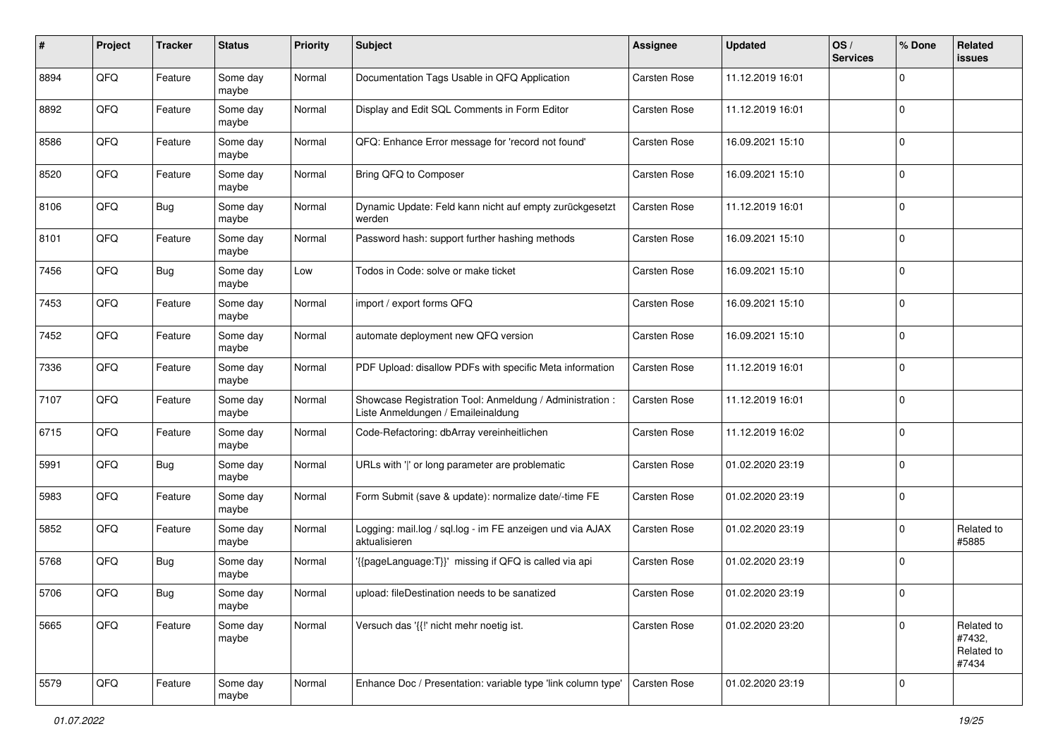| # | Project | Tracker | Status | Priority | Subject | Assignee | Updated | OS / Services | % Done | Related issues |
|---|---|---|---|---|---|---|---|---|---|---|
| 8894 | QFQ | Feature | Some day maybe | Normal | Documentation Tags Usable in QFQ Application | Carsten Rose | 11.12.2019 16:01 | | 0 | |
| 8892 | QFQ | Feature | Some day maybe | Normal | Display and Edit SQL Comments in Form Editor | Carsten Rose | 11.12.2019 16:01 | | 0 | |
| 8586 | QFQ | Feature | Some day maybe | Normal | QFQ: Enhance Error message for 'record not found' | Carsten Rose | 16.09.2021 15:10 | | 0 | |
| 8520 | QFQ | Feature | Some day maybe | Normal | Bring QFQ to Composer | Carsten Rose | 16.09.2021 15:10 | | 0 | |
| 8106 | QFQ | Bug | Some day maybe | Normal | Dynamic Update: Feld kann nicht auf empty zurückgesetzt werden | Carsten Rose | 11.12.2019 16:01 | | 0 | |
| 8101 | QFQ | Feature | Some day maybe | Normal | Password hash: support further hashing methods | Carsten Rose | 16.09.2021 15:10 | | 0 | |
| 7456 | QFQ | Bug | Some day maybe | Low | Todos in Code: solve or make ticket | Carsten Rose | 16.09.2021 15:10 | | 0 | |
| 7453 | QFQ | Feature | Some day maybe | Normal | import / export forms QFQ | Carsten Rose | 16.09.2021 15:10 | | 0 | |
| 7452 | QFQ | Feature | Some day maybe | Normal | automate deployment new QFQ version | Carsten Rose | 16.09.2021 15:10 | | 0 | |
| 7336 | QFQ | Feature | Some day maybe | Normal | PDF Upload: disallow PDFs with specific Meta information | Carsten Rose | 11.12.2019 16:01 | | 0 | |
| 7107 | QFQ | Feature | Some day maybe | Normal | Showcase Registration Tool: Anmeldung / Administration : Liste Anmeldungen / Emaileinaldung | Carsten Rose | 11.12.2019 16:01 | | 0 | |
| 6715 | QFQ | Feature | Some day maybe | Normal | Code-Refactoring: dbArray vereinheitlichen | Carsten Rose | 11.12.2019 16:02 | | 0 | |
| 5991 | QFQ | Bug | Some day maybe | Normal | URLs with ' ' or long parameter are problematic | Carsten Rose | 01.02.2020 23:19 | | 0 | |
| 5983 | QFQ | Feature | Some day maybe | Normal | Form Submit (save & update): normalize date/-time FE | Carsten Rose | 01.02.2020 23:19 | | 0 | |
| 5852 | QFQ | Feature | Some day maybe | Normal | Logging: mail.log / sql.log - im FE anzeigen und via AJAX aktualisieren | Carsten Rose | 01.02.2020 23:19 | | 0 | Related to #5885 |
| 5768 | QFQ | Bug | Some day maybe | Normal | '{{pageLanguage:T}}' missing if QFQ is called via api | Carsten Rose | 01.02.2020 23:19 | | 0 | |
| 5706 | QFQ | Bug | Some day maybe | Normal | upload: fileDestination needs to be sanatized | Carsten Rose | 01.02.2020 23:19 | | 0 | |
| 5665 | QFQ | Feature | Some day maybe | Normal | Versuch das '{{!' nicht mehr noetig ist. | Carsten Rose | 01.02.2020 23:20 | | 0 | Related to #7432, Related to #7434 |
| 5579 | QFQ | Feature | Some day maybe | Normal | Enhance Doc / Presentation: variable type 'link column type' | Carsten Rose | 01.02.2020 23:19 | | 0 | |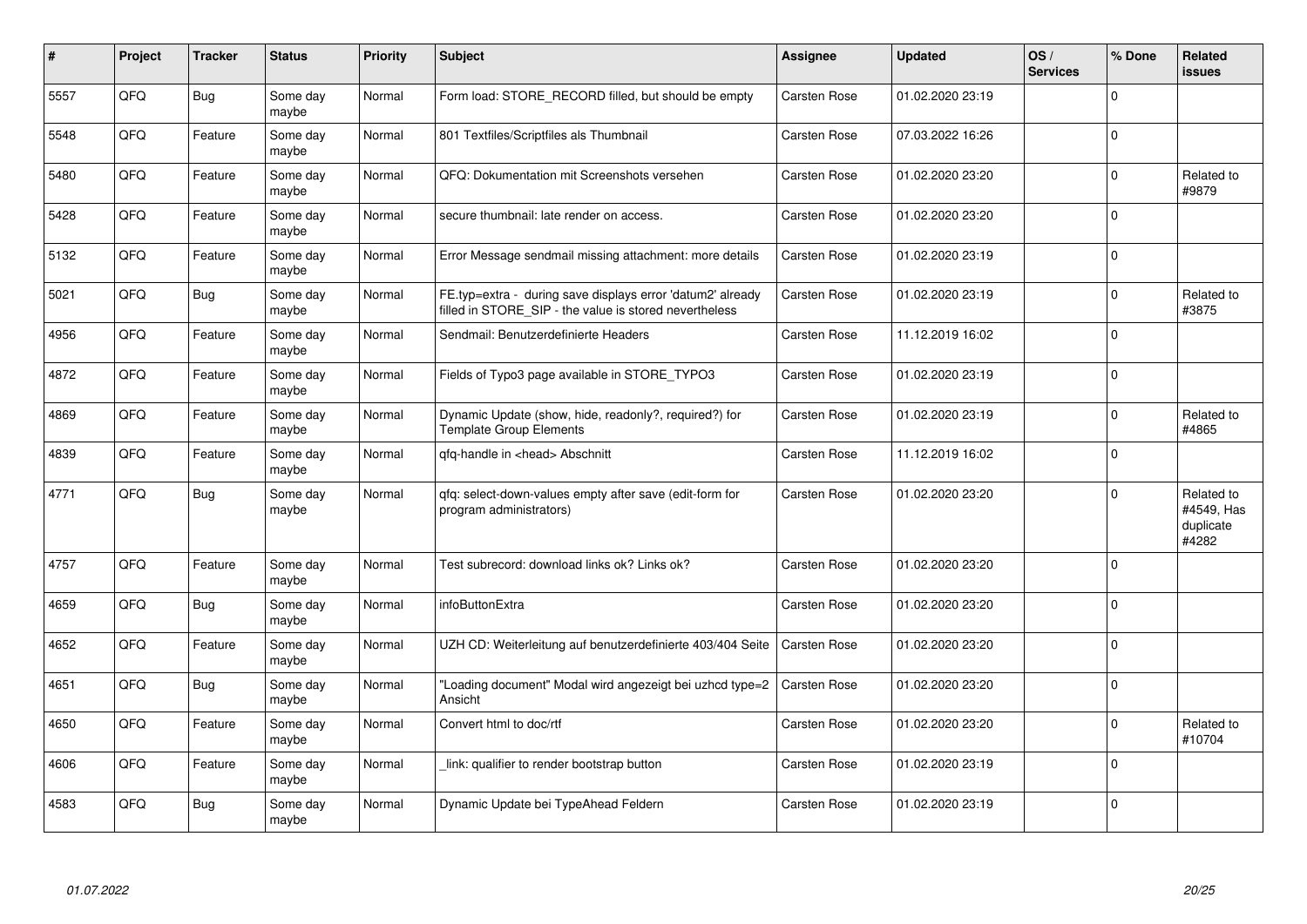| # | Project | Tracker | Status | Priority | Subject | Assignee | Updated | OS / Services | % Done | Related issues |
|---|---|---|---|---|---|---|---|---|---|---|
| 5557 | QFQ | Bug | Some day maybe | Normal | Form load: STORE_RECORD filled, but should be empty | Carsten Rose | 01.02.2020 23:19 | | 0 | |
| 5548 | QFQ | Feature | Some day maybe | Normal | 801 Textfiles/Scriptfiles als Thumbnail | Carsten Rose | 07.03.2022 16:26 | | 0 | |
| 5480 | QFQ | Feature | Some day maybe | Normal | QFQ: Dokumentation mit Screenshots versehen | Carsten Rose | 01.02.2020 23:20 | | 0 | Related to #9879 |
| 5428 | QFQ | Feature | Some day maybe | Normal | secure thumbnail: late render on access. | Carsten Rose | 01.02.2020 23:20 | | 0 | |
| 5132 | QFQ | Feature | Some day maybe | Normal | Error Message sendmail missing attachment: more details | Carsten Rose | 01.02.2020 23:19 | | 0 | |
| 5021 | QFQ | Bug | Some day maybe | Normal | FE.typ=extra - during save displays error 'datum2' already filled in STORE_SIP - the value is stored nevertheless | Carsten Rose | 01.02.2020 23:19 | | 0 | Related to #3875 |
| 4956 | QFQ | Feature | Some day maybe | Normal | Sendmail: Benutzerdefinierte Headers | Carsten Rose | 11.12.2019 16:02 | | 0 | |
| 4872 | QFQ | Feature | Some day maybe | Normal | Fields of Typo3 page available in STORE_TYPO3 | Carsten Rose | 01.02.2020 23:19 | | 0 | |
| 4869 | QFQ | Feature | Some day maybe | Normal | Dynamic Update (show, hide, readonly?, required?) for Template Group Elements | Carsten Rose | 01.02.2020 23:19 | | 0 | Related to #4865 |
| 4839 | QFQ | Feature | Some day maybe | Normal | qfq-handle in <head> Abschnitt | Carsten Rose | 11.12.2019 16:02 | | 0 | |
| 4771 | QFQ | Bug | Some day maybe | Normal | qfq: select-down-values empty after save (edit-form for program administrators) | Carsten Rose | 01.02.2020 23:20 | | 0 | Related to #4549, Has duplicate #4282 |
| 4757 | QFQ | Feature | Some day maybe | Normal | Test subrecord: download links ok? Links ok? | Carsten Rose | 01.02.2020 23:20 | | 0 | |
| 4659 | QFQ | Bug | Some day maybe | Normal | infoButtonExtra | Carsten Rose | 01.02.2020 23:20 | | 0 | |
| 4652 | QFQ | Feature | Some day maybe | Normal | UZH CD: Weiterleitung auf benutzerdefinierte 403/404 Seite | Carsten Rose | 01.02.2020 23:20 | | 0 | |
| 4651 | QFQ | Bug | Some day maybe | Normal | "Loading document" Modal wird angezeigt bei uzhcd type=2 Ansicht | Carsten Rose | 01.02.2020 23:20 | | 0 | |
| 4650 | QFQ | Feature | Some day maybe | Normal | Convert html to doc/rtf | Carsten Rose | 01.02.2020 23:20 | | 0 | Related to #10704 |
| 4606 | QFQ | Feature | Some day maybe | Normal | _link: qualifier to render bootstrap button | Carsten Rose | 01.02.2020 23:19 | | 0 | |
| 4583 | QFQ | Bug | Some day maybe | Normal | Dynamic Update bei TypeAhead Feldern | Carsten Rose | 01.02.2020 23:19 | | 0 | |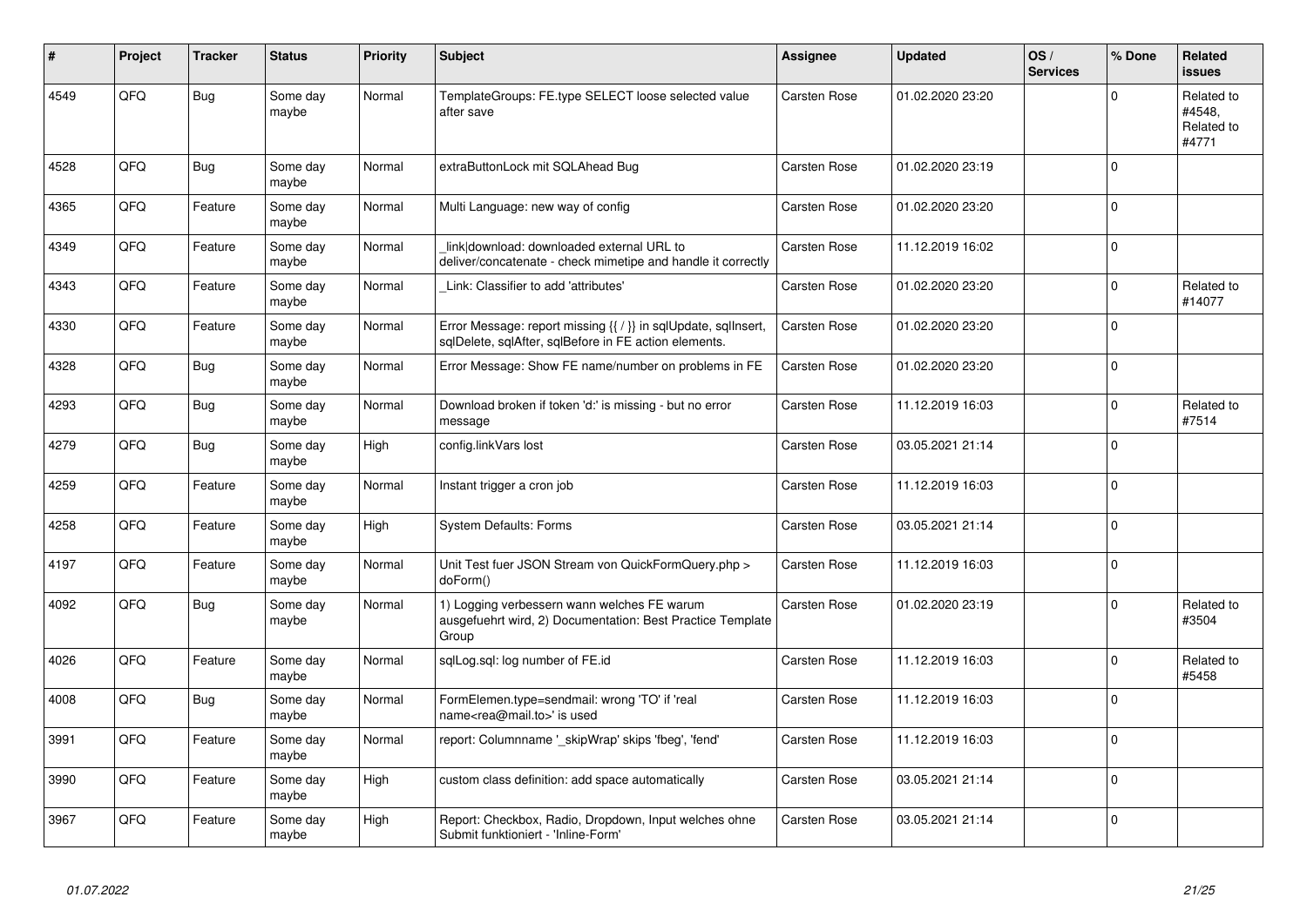| # | Project | Tracker | Status | Priority | Subject | Assignee | Updated | OS / Services | % Done | Related issues |
|---|---|---|---|---|---|---|---|---|---|---|
| 4549 | QFQ | Bug | Some day maybe | Normal | TemplateGroups: FE.type SELECT loose selected value after save | Carsten Rose | 01.02.2020 23:20 | | 0 | Related to #4548, Related to #4771 |
| 4528 | QFQ | Bug | Some day maybe | Normal | extraButtonLock mit SQLAhead Bug | Carsten Rose | 01.02.2020 23:19 | | 0 | |
| 4365 | QFQ | Feature | Some day maybe | Normal | Multi Language: new way of config | Carsten Rose | 01.02.2020 23:20 | | 0 | |
| 4349 | QFQ | Feature | Some day maybe | Normal | _link\|download: downloaded external URL to deliver/concatenate - check mimetipe and handle it correctly | Carsten Rose | 11.12.2019 16:02 | | 0 | |
| 4343 | QFQ | Feature | Some day maybe | Normal | _Link: Classifier to add 'attributes' | Carsten Rose | 01.02.2020 23:20 | | 0 | Related to #14077 |
| 4330 | QFQ | Feature | Some day maybe | Normal | Error Message: report missing {{ / }} in sqlUpdate, sqlInsert, sqlDelete, sqlAfter, sqlBefore in FE action elements. | Carsten Rose | 01.02.2020 23:20 | | 0 | |
| 4328 | QFQ | Bug | Some day maybe | Normal | Error Message: Show FE name/number on problems in FE | Carsten Rose | 01.02.2020 23:20 | | 0 | |
| 4293 | QFQ | Bug | Some day maybe | Normal | Download broken if token 'd:' is missing - but no error message | Carsten Rose | 11.12.2019 16:03 | | 0 | Related to #7514 |
| 4279 | QFQ | Bug | Some day maybe | High | config.linkVars lost | Carsten Rose | 03.05.2021 21:14 | | 0 | |
| 4259 | QFQ | Feature | Some day maybe | Normal | Instant trigger a cron job | Carsten Rose | 11.12.2019 16:03 | | 0 | |
| 4258 | QFQ | Feature | Some day maybe | High | System Defaults: Forms | Carsten Rose | 03.05.2021 21:14 | | 0 | |
| 4197 | QFQ | Feature | Some day maybe | Normal | Unit Test fuer JSON Stream von QuickFormQuery.php > doForm() | Carsten Rose | 11.12.2019 16:03 | | 0 | |
| 4092 | QFQ | Bug | Some day maybe | Normal | 1) Logging verbessern wann welches FE warum ausgefuehrt wird, 2) Documentation: Best Practice Template Group | Carsten Rose | 01.02.2020 23:19 | | 0 | Related to #3504 |
| 4026 | QFQ | Feature | Some day maybe | Normal | sqlLog.sql: log number of FE.id | Carsten Rose | 11.12.2019 16:03 | | 0 | Related to #5458 |
| 4008 | QFQ | Bug | Some day maybe | Normal | FormElemen.type=sendmail: wrong 'TO' if 'real name<rea@mail.to>' is used | Carsten Rose | 11.12.2019 16:03 | | 0 | |
| 3991 | QFQ | Feature | Some day maybe | Normal | report: Columnname '_skipWrap' skips 'fbeg', 'fend' | Carsten Rose | 11.12.2019 16:03 | | 0 | |
| 3990 | QFQ | Feature | Some day maybe | High | custom class definition: add space automatically | Carsten Rose | 03.05.2021 21:14 | | 0 | |
| 3967 | QFQ | Feature | Some day maybe | High | Report: Checkbox, Radio, Dropdown, Input welches ohne Submit funktioniert - 'Inline-Form' | Carsten Rose | 03.05.2021 21:14 | | 0 | |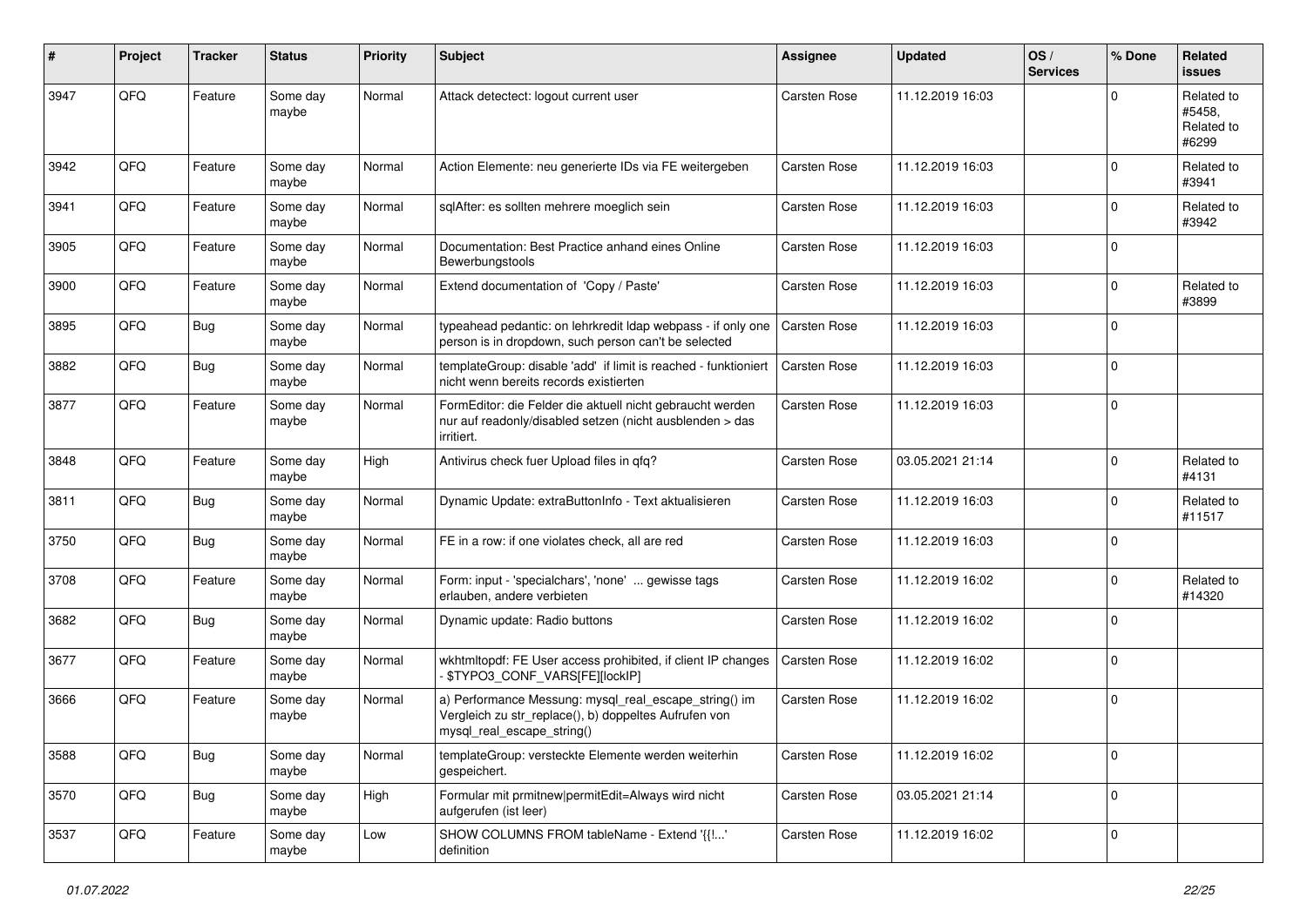| # | Project | Tracker | Status | Priority | Subject | Assignee | Updated | OS / Services | % Done | Related issues |
|---|---|---|---|---|---|---|---|---|---|---|
| 3947 | QFQ | Feature | Some day maybe | Normal | Attack detectect: logout current user | Carsten Rose | 11.12.2019 16:03 | | 0 | Related to #5458, Related to #6299 |
| 3942 | QFQ | Feature | Some day maybe | Normal | Action Elemente: neu generierte IDs via FE weitergeben | Carsten Rose | 11.12.2019 16:03 | | 0 | Related to #3941 |
| 3941 | QFQ | Feature | Some day maybe | Normal | sqlAfter: es sollten mehrere moeglich sein | Carsten Rose | 11.12.2019 16:03 | | 0 | Related to #3942 |
| 3905 | QFQ | Feature | Some day maybe | Normal | Documentation: Best Practice anhand eines Online Bewerbungstools | Carsten Rose | 11.12.2019 16:03 | | 0 | |
| 3900 | QFQ | Feature | Some day maybe | Normal | Extend documentation of 'Copy / Paste' | Carsten Rose | 11.12.2019 16:03 | | 0 | Related to #3899 |
| 3895 | QFQ | Bug | Some day maybe | Normal | typeahead pedantic: on lehrkredit ldap webpass - if only one person is in dropdown, such person can't be selected | Carsten Rose | 11.12.2019 16:03 | | 0 | |
| 3882 | QFQ | Bug | Some day maybe | Normal | templateGroup: disable 'add' if limit is reached - funktioniert nicht wenn bereits records existierten | Carsten Rose | 11.12.2019 16:03 | | 0 | |
| 3877 | QFQ | Feature | Some day maybe | Normal | FormEditor: die Felder die aktuell nicht gebraucht werden nur auf readonly/disabled setzen (nicht ausblenden > das irritiert. | Carsten Rose | 11.12.2019 16:03 | | 0 | |
| 3848 | QFQ | Feature | Some day maybe | High | Antivirus check fuer Upload files in qfq? | Carsten Rose | 03.05.2021 21:14 | | 0 | Related to #4131 |
| 3811 | QFQ | Bug | Some day maybe | Normal | Dynamic Update: extraButtonInfo - Text aktualisieren | Carsten Rose | 11.12.2019 16:03 | | 0 | Related to #11517 |
| 3750 | QFQ | Bug | Some day maybe | Normal | FE in a row: if one violates check, all are red | Carsten Rose | 11.12.2019 16:03 | | 0 | |
| 3708 | QFQ | Feature | Some day maybe | Normal | Form: input - 'specialchars', 'none' ... gewisse tags erlauben, andere verbieten | Carsten Rose | 11.12.2019 16:02 | | 0 | Related to #14320 |
| 3682 | QFQ | Bug | Some day maybe | Normal | Dynamic update: Radio buttons | Carsten Rose | 11.12.2019 16:02 | | 0 | |
| 3677 | QFQ | Feature | Some day maybe | Normal | wkhtmltopdf: FE User access prohibited, if client IP changes - $TYPO3_CONF_VARS[FE][lockIP] | Carsten Rose | 11.12.2019 16:02 | | 0 | |
| 3666 | QFQ | Feature | Some day maybe | Normal | a) Performance Messung: mysql_real_escape_string() im Vergleich zu str_replace(), b) doppeltes Aufrufen von mysql_real_escape_string() | Carsten Rose | 11.12.2019 16:02 | | 0 | |
| 3588 | QFQ | Bug | Some day maybe | Normal | templateGroup: versteckte Elemente werden weiterhin gespeichert. | Carsten Rose | 11.12.2019 16:02 | | 0 | |
| 3570 | QFQ | Bug | Some day maybe | High | Formular mit prmitnew\|permitEdit=Always wird nicht aufgerufen (ist leer) | Carsten Rose | 03.05.2021 21:14 | | 0 | |
| 3537 | QFQ | Feature | Some day maybe | Low | SHOW COLUMNS FROM tableName - Extend '{{!...' definition | Carsten Rose | 11.12.2019 16:02 | | 0 | |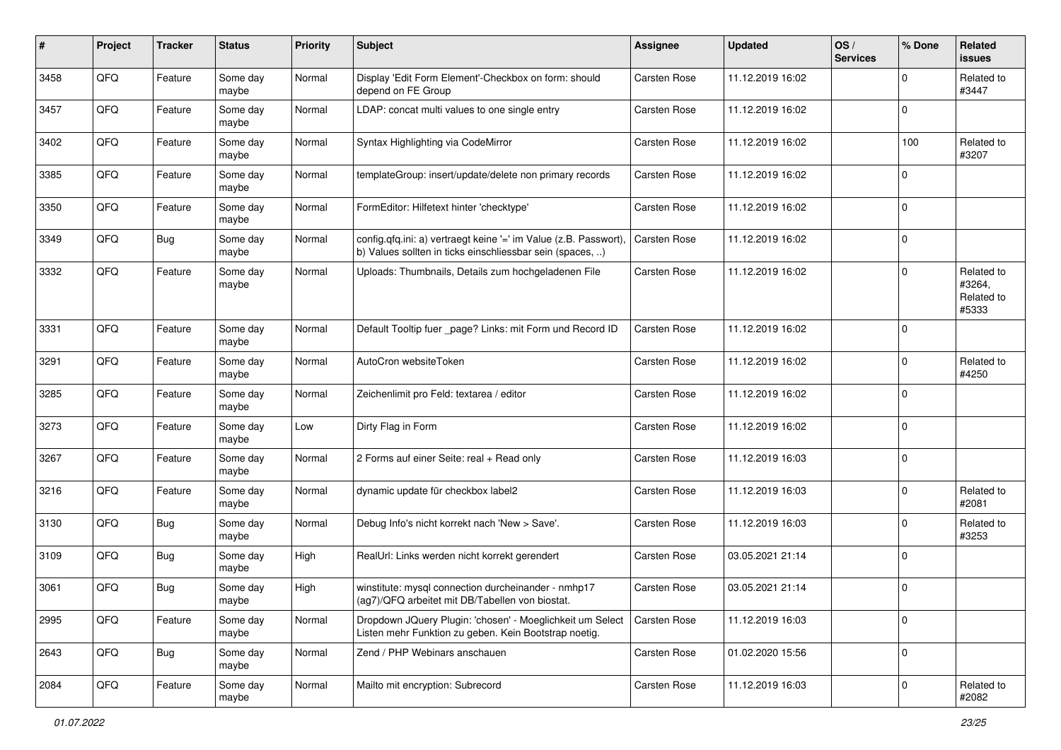| # | Project | Tracker | Status | Priority | Subject | Assignee | Updated | OS / Services | % Done | Related issues |
|---|---|---|---|---|---|---|---|---|---|---|
| 3458 | QFQ | Feature | Some day maybe | Normal | Display 'Edit Form Element'-Checkbox on form: should depend on FE Group | Carsten Rose | 11.12.2019 16:02 | | 0 | Related to #3447 |
| 3457 | QFQ | Feature | Some day maybe | Normal | LDAP: concat multi values to one single entry | Carsten Rose | 11.12.2019 16:02 | | 0 | |
| 3402 | QFQ | Feature | Some day maybe | Normal | Syntax Highlighting via CodeMirror | Carsten Rose | 11.12.2019 16:02 | | 100 | Related to #3207 |
| 3385 | QFQ | Feature | Some day maybe | Normal | templateGroup: insert/update/delete non primary records | Carsten Rose | 11.12.2019 16:02 | | 0 | |
| 3350 | QFQ | Feature | Some day maybe | Normal | FormEditor: Hilfetext hinter 'checktype' | Carsten Rose | 11.12.2019 16:02 | | 0 | |
| 3349 | QFQ | Bug | Some day maybe | Normal | config.qfq.ini: a) vertraegt keine '=' im Value (z.B. Passwort), b) Values sollten in ticks einschliessbar sein (spaces, ..) | Carsten Rose | 11.12.2019 16:02 | | 0 | |
| 3332 | QFQ | Feature | Some day maybe | Normal | Uploads: Thumbnails, Details zum hochgeladenen File | Carsten Rose | 11.12.2019 16:02 | | 0 | Related to #3264, Related to #5333 |
| 3331 | QFQ | Feature | Some day maybe | Normal | Default Tooltip fuer _page? Links: mit Form und Record ID | Carsten Rose | 11.12.2019 16:02 | | 0 | |
| 3291 | QFQ | Feature | Some day maybe | Normal | AutoCron websiteToken | Carsten Rose | 11.12.2019 16:02 | | 0 | Related to #4250 |
| 3285 | QFQ | Feature | Some day maybe | Normal | Zeichenlimit pro Feld: textarea / editor | Carsten Rose | 11.12.2019 16:02 | | 0 | |
| 3273 | QFQ | Feature | Some day maybe | Low | Dirty Flag in Form | Carsten Rose | 11.12.2019 16:02 | | 0 | |
| 3267 | QFQ | Feature | Some day maybe | Normal | 2 Forms auf einer Seite: real + Read only | Carsten Rose | 11.12.2019 16:03 | | 0 | |
| 3216 | QFQ | Feature | Some day maybe | Normal | dynamic update für checkbox label2 | Carsten Rose | 11.12.2019 16:03 | | 0 | Related to #2081 |
| 3130 | QFQ | Bug | Some day maybe | Normal | Debug Info's nicht korrekt nach 'New > Save'. | Carsten Rose | 11.12.2019 16:03 | | 0 | Related to #3253 |
| 3109 | QFQ | Bug | Some day maybe | High | RealUrl: Links werden nicht korrekt gerendert | Carsten Rose | 03.05.2021 21:14 | | 0 | |
| 3061 | QFQ | Bug | Some day maybe | High | winstitute: mysql connection durcheinander - nmhp17 (ag7)/QFQ arbeitet mit DB/Tabellen von biostat. | Carsten Rose | 03.05.2021 21:14 | | 0 | |
| 2995 | QFQ | Feature | Some day maybe | Normal | Dropdown JQuery Plugin: 'chosen' - Moeglichkeit um Select Listen mehr Funktion zu geben. Kein Bootstrap noetig. | Carsten Rose | 11.12.2019 16:03 | | 0 | |
| 2643 | QFQ | Bug | Some day maybe | Normal | Zend / PHP Webinars anschauen | Carsten Rose | 01.02.2020 15:56 | | 0 | |
| 2084 | QFQ | Feature | Some day maybe | Normal | Mailto mit encryption: Subrecord | Carsten Rose | 11.12.2019 16:03 | | 0 | Related to #2082 |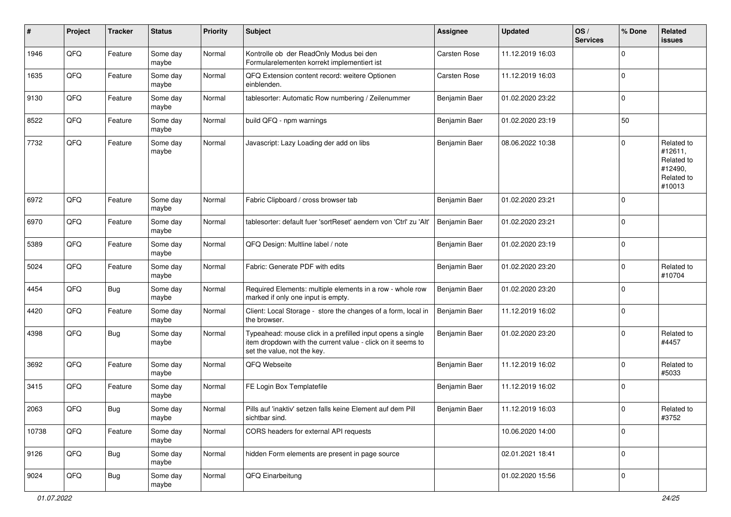| # | Project | Tracker | Status | Priority | Subject | Assignee | Updated | OS / Services | % Done | Related issues |
|---|---|---|---|---|---|---|---|---|---|---|
| 1946 | QFQ | Feature | Some day maybe | Normal | Kontrolle ob der ReadOnly Modus bei den Formularelementen korrekt implementiert ist | Carsten Rose | 11.12.2019 16:03 | | 0 | |
| 1635 | QFQ | Feature | Some day maybe | Normal | QFQ Extension content record: weitere Optionen einblenden. | Carsten Rose | 11.12.2019 16:03 | | 0 | |
| 9130 | QFQ | Feature | Some day maybe | Normal | tablesorter: Automatic Row numbering / Zeilenummer | Benjamin Baer | 01.02.2020 23:22 | | 0 | |
| 8522 | QFQ | Feature | Some day maybe | Normal | build QFQ - npm warnings | Benjamin Baer | 01.02.2020 23:19 | | 50 | |
| 7732 | QFQ | Feature | Some day maybe | Normal | Javascript: Lazy Loading der add on libs | Benjamin Baer | 08.06.2022 10:38 | | 0 | Related to #12611, Related to #12490, Related to #10013 |
| 6972 | QFQ | Feature | Some day maybe | Normal | Fabric Clipboard / cross browser tab | Benjamin Baer | 01.02.2020 23:21 | | 0 | |
| 6970 | QFQ | Feature | Some day maybe | Normal | tablesorter: default fuer 'sortReset' aendern von 'Ctrl' zu 'Alt' | Benjamin Baer | 01.02.2020 23:21 | | 0 | |
| 5389 | QFQ | Feature | Some day maybe | Normal | QFQ Design: Multline label / note | Benjamin Baer | 01.02.2020 23:19 | | 0 | |
| 5024 | QFQ | Feature | Some day maybe | Normal | Fabric: Generate PDF with edits | Benjamin Baer | 01.02.2020 23:20 | | 0 | Related to #10704 |
| 4454 | QFQ | Bug | Some day maybe | Normal | Required Elements: multiple elements in a row - whole row marked if only one input is empty. | Benjamin Baer | 01.02.2020 23:20 | | 0 | |
| 4420 | QFQ | Feature | Some day maybe | Normal | Client: Local Storage - store the changes of a form, local in the browser. | Benjamin Baer | 11.12.2019 16:02 | | 0 | |
| 4398 | QFQ | Bug | Some day maybe | Normal | Typeahead: mouse click in a prefilled input opens a single item dropdown with the current value - click on it seems to set the value, not the key. | Benjamin Baer | 01.02.2020 23:20 | | 0 | Related to #4457 |
| 3692 | QFQ | Feature | Some day maybe | Normal | QFQ Webseite | Benjamin Baer | 11.12.2019 16:02 | | 0 | Related to #5033 |
| 3415 | QFQ | Feature | Some day maybe | Normal | FE Login Box Templatefile | Benjamin Baer | 11.12.2019 16:02 | | 0 | |
| 2063 | QFQ | Bug | Some day maybe | Normal | Pills auf 'inaktiv' setzen falls keine Element auf dem Pill sichtbar sind. | Benjamin Baer | 11.12.2019 16:03 | | 0 | Related to #3752 |
| 10738 | QFQ | Feature | Some day maybe | Normal | CORS headers for external API requests | | 10.06.2020 14:00 | | 0 | |
| 9126 | QFQ | Bug | Some day maybe | Normal | hidden Form elements are present in page source | | 02.01.2021 18:41 | | 0 | |
| 9024 | QFQ | Bug | Some day maybe | Normal | QFQ Einarbeitung | | 01.02.2020 15:56 | | 0 | |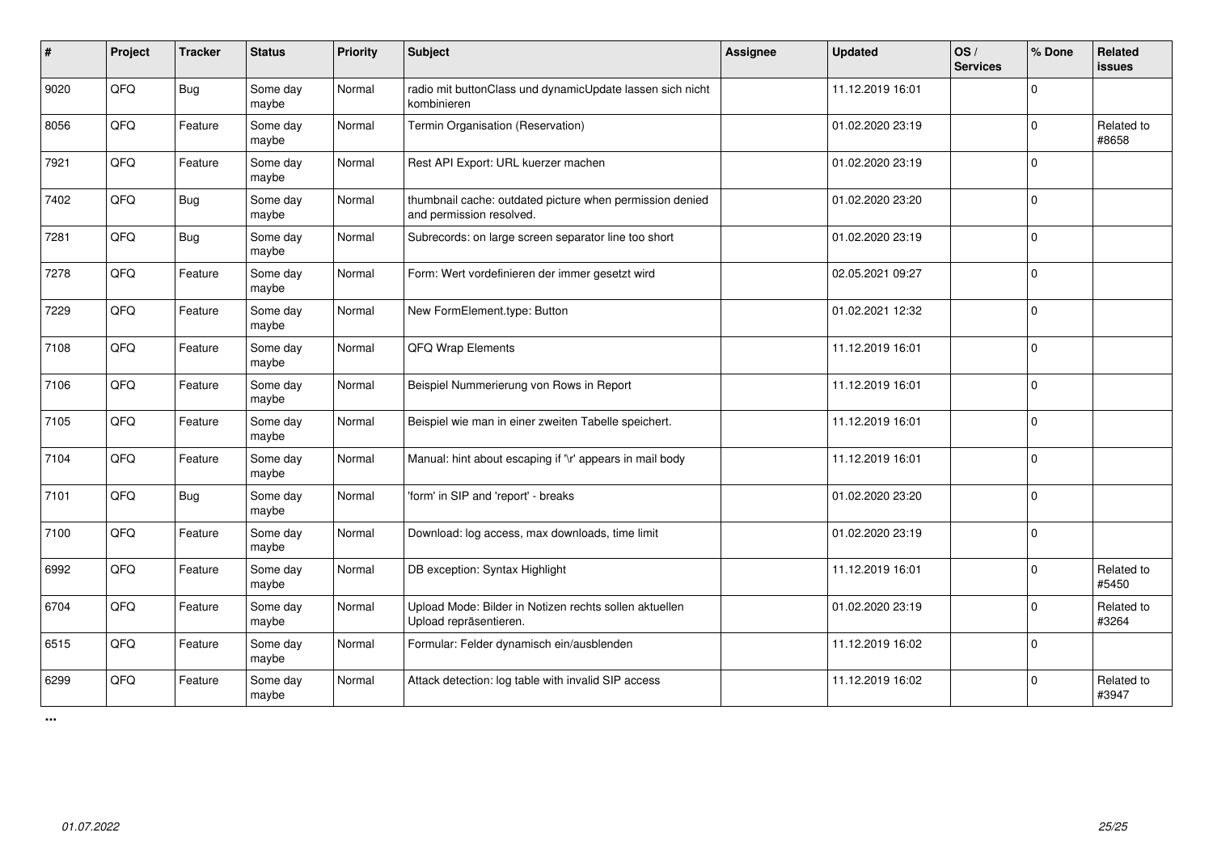| # | Project | Tracker | Status | Priority | Subject | Assignee | Updated | OS / Services | % Done | Related issues |
|---|---|---|---|---|---|---|---|---|---|---|
| 9020 | QFQ | Bug | Some day maybe | Normal | radio mit buttonClass und dynamicUpdate lassen sich nicht kombinieren | | 11.12.2019 16:01 | | 0 | |
| 8056 | QFQ | Feature | Some day maybe | Normal | Termin Organisation (Reservation) | | 01.02.2020 23:19 | | 0 | Related to #8658 |
| 7921 | QFQ | Feature | Some day maybe | Normal | Rest API Export: URL kuerzer machen | | 01.02.2020 23:19 | | 0 | |
| 7402 | QFQ | Bug | Some day maybe | Normal | thumbnail cache: outdated picture when permission denied and permission resolved. | | 01.02.2020 23:20 | | 0 | |
| 7281 | QFQ | Bug | Some day maybe | Normal | Subrecords: on large screen separator line too short | | 01.02.2020 23:19 | | 0 | |
| 7278 | QFQ | Feature | Some day maybe | Normal | Form: Wert vordefinieren der immer gesetzt wird | | 02.05.2021 09:27 | | 0 | |
| 7229 | QFQ | Feature | Some day maybe | Normal | New FormElement.type: Button | | 01.02.2021 12:32 | | 0 | |
| 7108 | QFQ | Feature | Some day maybe | Normal | QFQ Wrap Elements | | 11.12.2019 16:01 | | 0 | |
| 7106 | QFQ | Feature | Some day maybe | Normal | Beispiel Nummerierung von Rows in Report | | 11.12.2019 16:01 | | 0 | |
| 7105 | QFQ | Feature | Some day maybe | Normal | Beispiel wie man in einer zweiten Tabelle speichert. | | 11.12.2019 16:01 | | 0 | |
| 7104 | QFQ | Feature | Some day maybe | Normal | Manual: hint about escaping if '\r' appears in mail body | | 11.12.2019 16:01 | | 0 | |
| 7101 | QFQ | Bug | Some day maybe | Normal | 'form' in SIP and 'report' - breaks | | 01.02.2020 23:20 | | 0 | |
| 7100 | QFQ | Feature | Some day maybe | Normal | Download: log access, max downloads, time limit | | 01.02.2020 23:19 | | 0 | |
| 6992 | QFQ | Feature | Some day maybe | Normal | DB exception: Syntax Highlight | | 11.12.2019 16:01 | | 0 | Related to #5450 |
| 6704 | QFQ | Feature | Some day maybe | Normal | Upload Mode: Bilder in Notizen rechts sollen aktuellen Upload repräsentieren. | | 01.02.2020 23:19 | | 0 | Related to #3264 |
| 6515 | QFQ | Feature | Some day maybe | Normal | Formular: Felder dynamisch ein/ausblenden | | 11.12.2019 16:02 | | 0 | |
| 6299 | QFQ | Feature | Some day maybe | Normal | Attack detection: log table with invalid SIP access | | 11.12.2019 16:02 | | 0 | Related to #3947 |

...